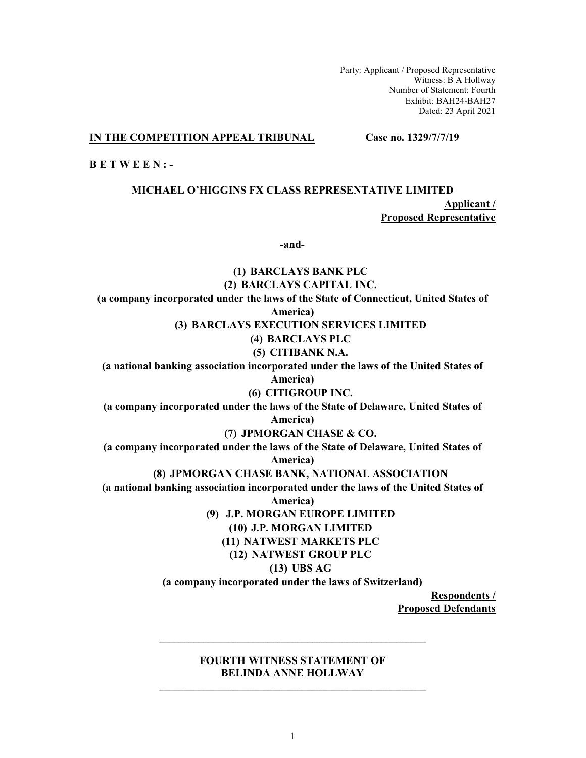Party: Applicant / Proposed Representative
Witness: B A Hollway
Number of Statement: Fourth
Exhibit: BAH24-BAH27
Dated: 23 April 2021

**IN THE COMPETITION APPEAL TRIBUNAL** **Case no. 1329/7/7/19**

**B E T W E E N : -**

**MICHAEL O'HIGGINS FX CLASS REPRESENTATIVE LIMITED**

**Applicant / Proposed Representative**

**-and-**

**(1) BARCLAYS BANK PLC**

**(2) BARCLAYS CAPITAL INC.**

**(a company incorporated under the laws of the State of Connecticut, United States of America)**

**(3) BARCLAYS EXECUTION SERVICES LIMITED**

**(4) BARCLAYS PLC**

**(5) CITIBANK N.A.**

**(a national banking association incorporated under the laws of the United States of America)**

**(6) CITIGROUP INC.**

**(a company incorporated under the laws of the State of Delaware, United States of America)**

**(7) JPMORGAN CHASE & CO.**

**(a company incorporated under the laws of the State of Delaware, United States of America)**

**(8) JPMORGAN CHASE BANK, NATIONAL ASSOCIATION**

**(a national banking association incorporated under the laws of the United States of America)**

**(9) J.P. MORGAN EUROPE LIMITED**

**(10) J.P. MORGAN LIMITED**

**(11) NATWEST MARKETS PLC**

**(12) NATWEST GROUP PLC**

**(13) UBS AG**

**(a company incorporated under the laws of Switzerland)**

**Respondents / Proposed Defendants**

---

**FOURTH WITNESS STATEMENT OF BELINDA ANNE HOLLWAY**

---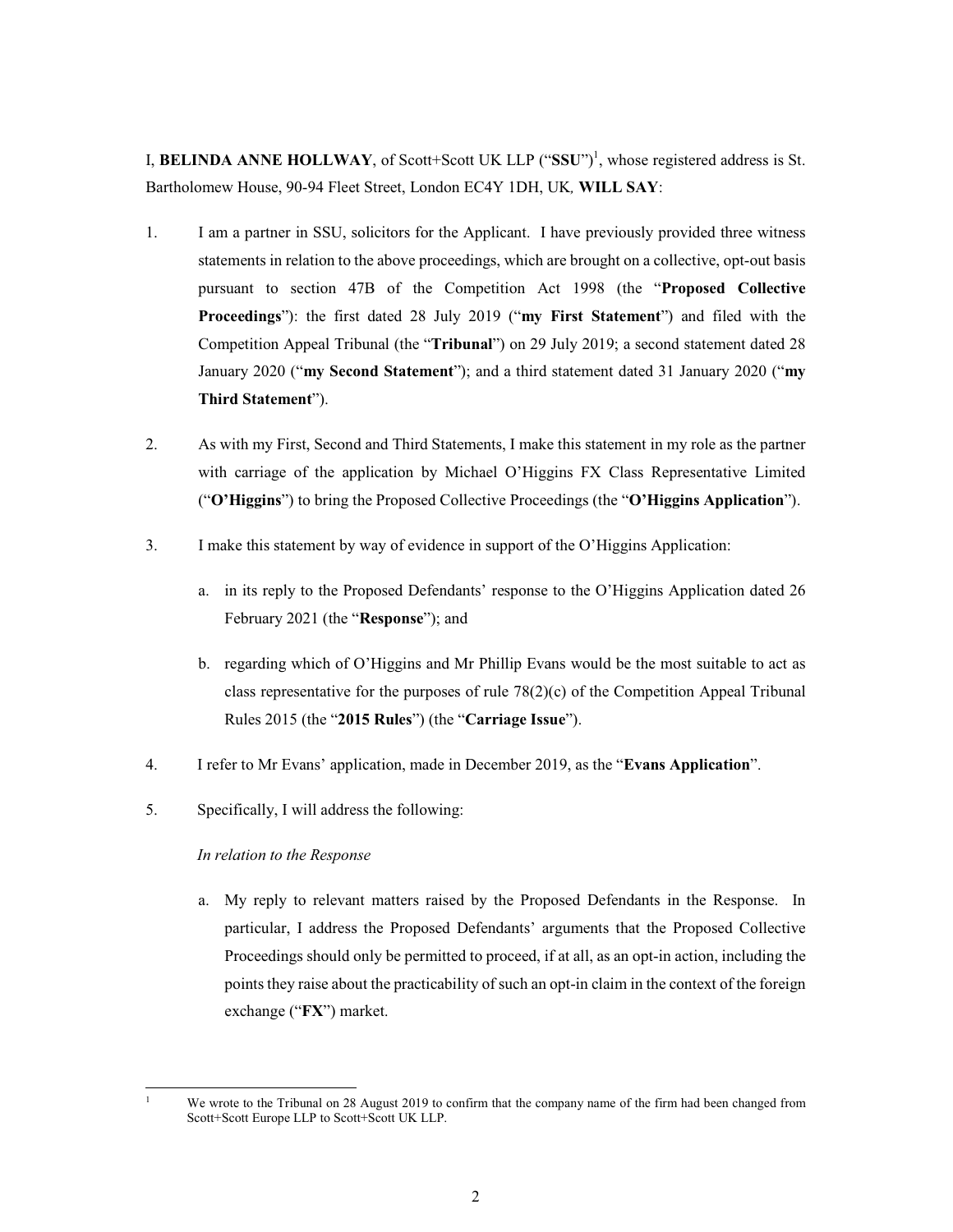I, **BELINDA ANNE HOLLWAY**, of Scott+Scott UK LLP ("**SSU**")[1], whose registered address is St. Bartholomew House, 90-94 Fleet Street, London EC4Y 1DH, UK, **WILL SAY**:

1. I am a partner in SSU, solicitors for the Applicant. I have previously provided three witness statements in relation to the above proceedings, which are brought on a collective, opt-out basis pursuant to section 47B of the Competition Act 1998 (the "**Proposed Collective Proceedings**"): the first dated 28 July 2019 ("**my First Statement**") and filed with the Competition Appeal Tribunal (the "**Tribunal**") on 29 July 2019; a second statement dated 28 January 2020 ("**my Second Statement**"); and a third statement dated 31 January 2020 ("**my Third Statement**").

2. As with my First, Second and Third Statements, I make this statement in my role as the partner with carriage of the application by Michael O'Higgins FX Class Representative Limited ("**O'Higgins**") to bring the Proposed Collective Proceedings (the "**O'Higgins Application**").

3. I make this statement by way of evidence in support of the O'Higgins Application:

    a. in its reply to the Proposed Defendants' response to the O'Higgins Application dated 26 February 2021 (the "**Response**"); and

    b. regarding which of O'Higgins and Mr Phillip Evans would be the most suitable to act as class representative for the purposes of rule 78(2)(c) of the Competition Appeal Tribunal Rules 2015 (the "**2015 Rules**") (the "**Carriage Issue**").

4. I refer to Mr Evans' application, made in December 2019, as the "**Evans Application**".

5. Specifically, I will address the following:

    *In relation to the Response*

    a. My reply to relevant matters raised by the Proposed Defendants in the Response. In particular, I address the Proposed Defendants' arguments that the Proposed Collective Proceedings should only be permitted to proceed, if at all, as an opt-in action, including the points they raise about the practicability of such an opt-in claim in the context of the foreign exchange ("**FX**") market.

[1] We wrote to the Tribunal on 28 August 2019 to confirm that the company name of the firm had been changed from Scott+Scott Europe LLP to Scott+Scott UK LLP.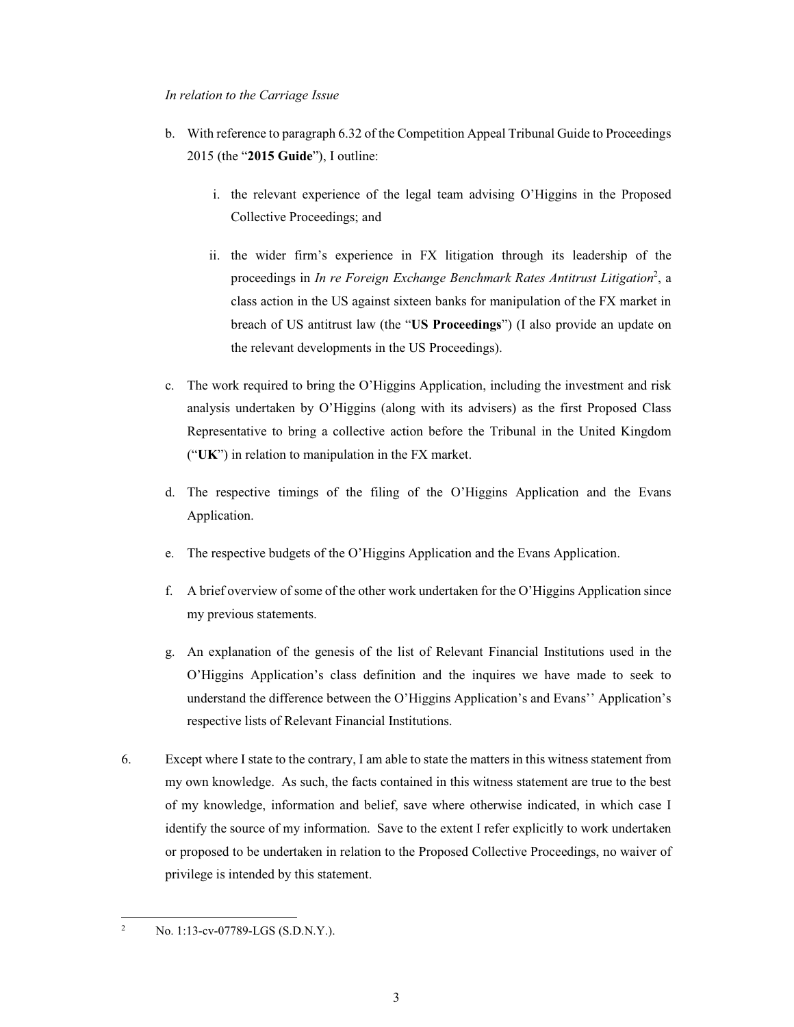*In relation to the Carriage Issue*

b. With reference to paragraph 6.32 of the Competition Appeal Tribunal Guide to Proceedings 2015 (the "**2015 Guide**"), I outline:

   i. the relevant experience of the legal team advising O'Higgins in the Proposed Collective Proceedings; and

   ii. the wider firm's experience in FX litigation through its leadership of the proceedings in *In re Foreign Exchange Benchmark Rates Antitrust Litigation*[2], a class action in the US against sixteen banks for manipulation of the FX market in breach of US antitrust law (the "**US Proceedings**") (I also provide an update on the relevant developments in the US Proceedings).

c. The work required to bring the O'Higgins Application, including the investment and risk analysis undertaken by O'Higgins (along with its advisers) as the first Proposed Class Representative to bring a collective action before the Tribunal in the United Kingdom ("**UK**") in relation to manipulation in the FX market.

d. The respective timings of the filing of the O'Higgins Application and the Evans Application.

e. The respective budgets of the O'Higgins Application and the Evans Application.

f. A brief overview of some of the other work undertaken for the O'Higgins Application since my previous statements.

g. An explanation of the genesis of the list of Relevant Financial Institutions used in the O'Higgins Application's class definition and the inquires we have made to seek to understand the difference between the O'Higgins Application's and Evans'' Application's respective lists of Relevant Financial Institutions.

6. Except where I state to the contrary, I am able to state the matters in this witness statement from my own knowledge. As such, the facts contained in this witness statement are true to the best of my knowledge, information and belief, save where otherwise indicated, in which case I identify the source of my information. Save to the extent I refer explicitly to work undertaken or proposed to be undertaken in relation to the Proposed Collective Proceedings, no waiver of privilege is intended by this statement.

---

[2] No. 1:13-cv-07789-LGS (S.D.N.Y.).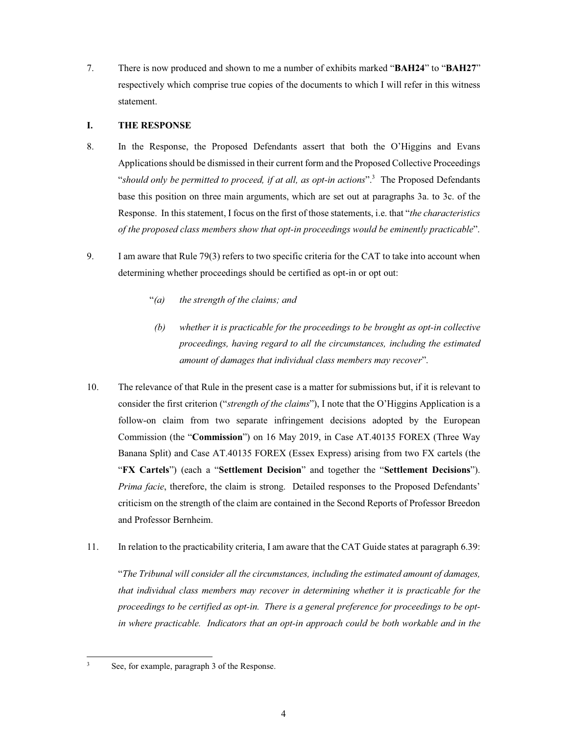7. There is now produced and shown to me a number of exhibits marked "**BAH24**" to "**BAH27**" respectively which comprise true copies of the documents to which I will refer in this witness statement.

## I. THE RESPONSE

8. In the Response, the Proposed Defendants assert that both the O'Higgins and Evans Applications should be dismissed in their current form and the Proposed Collective Proceedings "*should only be permitted to proceed, if at all, as opt-in actions*".[3] The Proposed Defendants base this position on three main arguments, which are set out at paragraphs 3a. to 3c. of the Response. In this statement, I focus on the first of those statements, i.e. that "*the characteristics of the proposed class members show that opt-in proceedings would be eminently practicable*".

9. I am aware that Rule 79(3) refers to two specific criteria for the CAT to take into account when determining whether proceedings should be certified as opt-in or opt out:

   "*(a) the strength of the claims; and*

   *(b) whether it is practicable for the proceedings to be brought as opt-in collective proceedings, having regard to all the circumstances, including the estimated amount of damages that individual class members may recover*".

10. The relevance of that Rule in the present case is a matter for submissions but, if it is relevant to consider the first criterion ("*strength of the claims*"), I note that the O'Higgins Application is a follow-on claim from two separate infringement decisions adopted by the European Commission (the "**Commission**") on 16 May 2019, in Case AT.40135 FOREX (Three Way Banana Split) and Case AT.40135 FOREX (Essex Express) arising from two FX cartels (the "**FX Cartels**") (each a "**Settlement Decision**" and together the "**Settlement Decisions**"). *Prima facie*, therefore, the claim is strong. Detailed responses to the Proposed Defendants' criticism on the strength of the claim are contained in the Second Reports of Professor Breedon and Professor Bernheim.

11. In relation to the practicability criteria, I am aware that the CAT Guide states at paragraph 6.39:

   "*The Tribunal will consider all the circumstances, including the estimated amount of damages, that individual class members may recover in determining whether it is practicable for the proceedings to be certified as opt-in. There is a general preference for proceedings to be opt-in where practicable. Indicators that an opt-in approach could be both workable and in the*

---

[3] See, for example, paragraph 3 of the Response.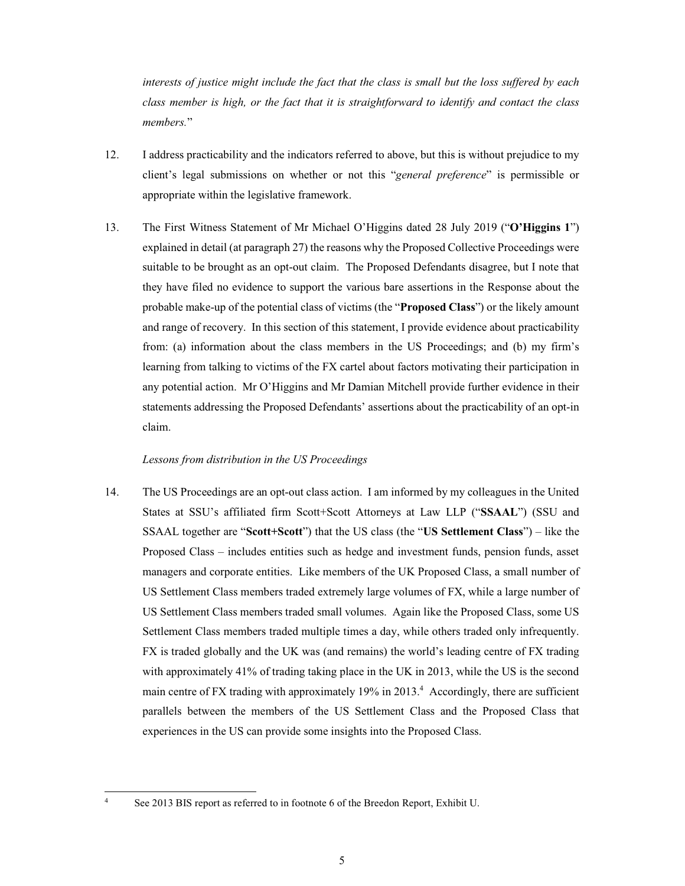*interests of justice might include the fact that the class is small but the loss suffered by each class member is high, or the fact that it is straightforward to identify and contact the class members.*"

12. I address practicability and the indicators referred to above, but this is without prejudice to my client's legal submissions on whether or not this "*general preference*" is permissible or appropriate within the legislative framework.

13. The First Witness Statement of Mr Michael O'Higgins dated 28 July 2019 ("**O'Higgins 1**") explained in detail (at paragraph 27) the reasons why the Proposed Collective Proceedings were suitable to be brought as an opt-out claim. The Proposed Defendants disagree, but I note that they have filed no evidence to support the various bare assertions in the Response about the probable make-up of the potential class of victims (the "**Proposed Class**") or the likely amount and range of recovery. In this section of this statement, I provide evidence about practicability from: (a) information about the class members in the US Proceedings; and (b) my firm's learning from talking to victims of the FX cartel about factors motivating their participation in any potential action. Mr O'Higgins and Mr Damian Mitchell provide further evidence in their statements addressing the Proposed Defendants' assertions about the practicability of an opt-in claim.

*Lessons from distribution in the US Proceedings*

14. The US Proceedings are an opt-out class action. I am informed by my colleagues in the United States at SSU's affiliated firm Scott+Scott Attorneys at Law LLP ("**SSAAL**") (SSU and SSAAL together are "**Scott+Scott**") that the US class (the "**US Settlement Class**") – like the Proposed Class – includes entities such as hedge and investment funds, pension funds, asset managers and corporate entities. Like members of the UK Proposed Class, a small number of US Settlement Class members traded extremely large volumes of FX, while a large number of US Settlement Class members traded small volumes. Again like the Proposed Class, some US Settlement Class members traded multiple times a day, while others traded only infrequently. FX is traded globally and the UK was (and remains) the world's leading centre of FX trading with approximately 41% of trading taking place in the UK in 2013, while the US is the second main centre of FX trading with approximately 19% in 2013.[4] Accordingly, there are sufficient parallels between the members of the US Settlement Class and the Proposed Class that experiences in the US can provide some insights into the Proposed Class.

[4] See 2013 BIS report as referred to in footnote 6 of the Breedon Report, Exhibit U.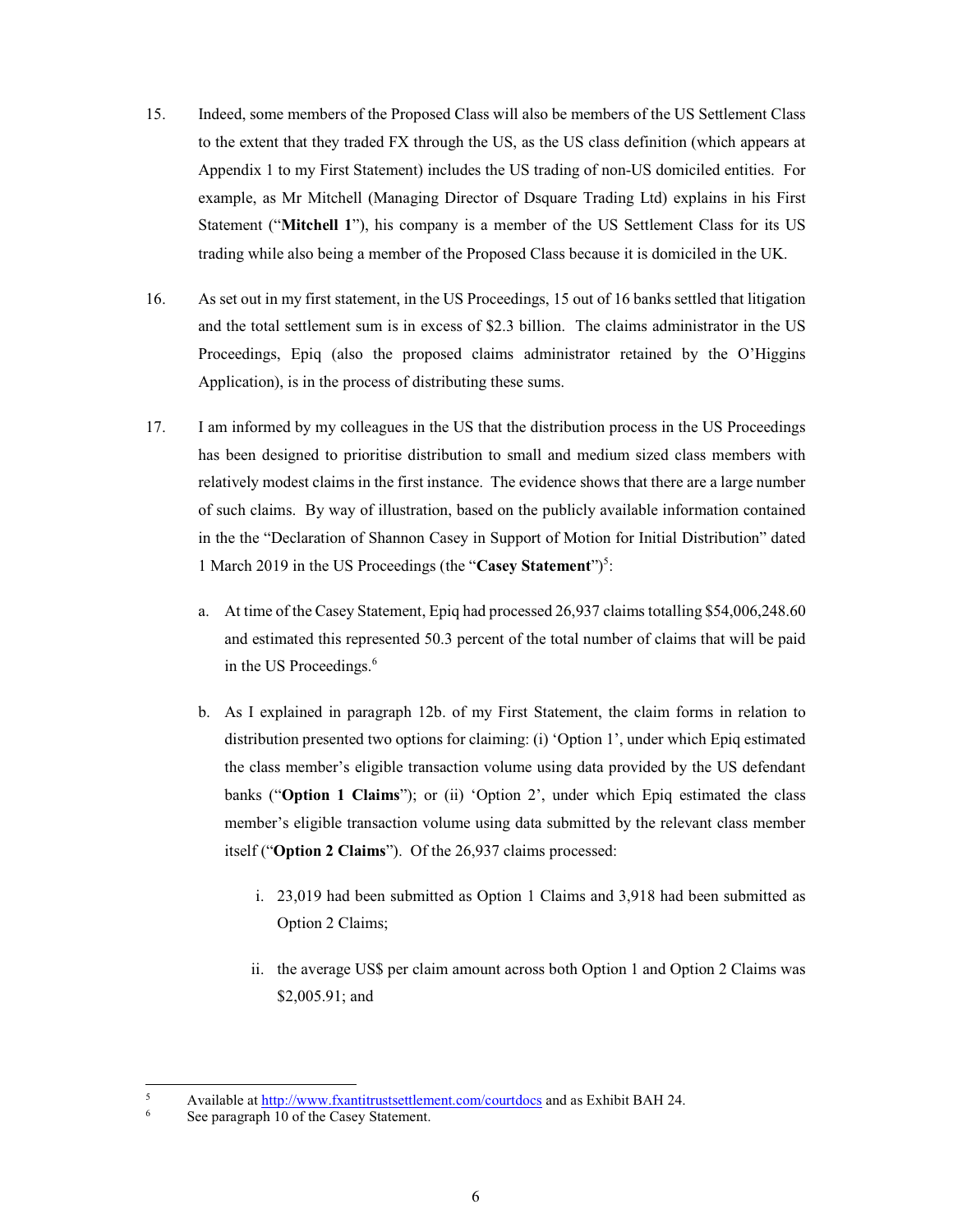15. Indeed, some members of the Proposed Class will also be members of the US Settlement Class to the extent that they traded FX through the US, as the US class definition (which appears at Appendix 1 to my First Statement) includes the US trading of non-US domiciled entities. For example, as Mr Mitchell (Managing Director of Dsquare Trading Ltd) explains in his First Statement ("**Mitchell 1**"), his company is a member of the US Settlement Class for its US trading while also being a member of the Proposed Class because it is domiciled in the UK.

16. As set out in my first statement, in the US Proceedings, 15 out of 16 banks settled that litigation and the total settlement sum is in excess of $2.3 billion. The claims administrator in the US Proceedings, Epiq (also the proposed claims administrator retained by the O'Higgins Application), is in the process of distributing these sums.

17. I am informed by my colleagues in the US that the distribution process in the US Proceedings has been designed to prioritise distribution to small and medium sized class members with relatively modest claims in the first instance. The evidence shows that there are a large number of such claims. By way of illustration, based on the publicly available information contained in the the "Declaration of Shannon Casey in Support of Motion for Initial Distribution" dated 1 March 2019 in the US Proceedings (the "**Casey Statement**")[5]:

    a. At time of the Casey Statement, Epiq had processed 26,937 claims totalling $54,006,248.60 and estimated this represented 50.3 percent of the total number of claims that will be paid in the US Proceedings.[6]

    b. As I explained in paragraph 12b. of my First Statement, the claim forms in relation to distribution presented two options for claiming: (i) 'Option 1', under which Epiq estimated the class member's eligible transaction volume using data provided by the US defendant banks ("**Option 1 Claims**"); or (ii) 'Option 2', under which Epiq estimated the class member's eligible transaction volume using data submitted by the relevant class member itself ("**Option 2 Claims**"). Of the 26,937 claims processed:

        i. 23,019 had been submitted as Option 1 Claims and 3,918 had been submitted as Option 2 Claims;

        ii. the average US$ per claim amount across both Option 1 and Option 2 Claims was $2,005.91; and

---

[5] Available at http://www.fxantitrustsettlement.com/courtdocs and as Exhibit BAH 24.

[6] See paragraph 10 of the Casey Statement.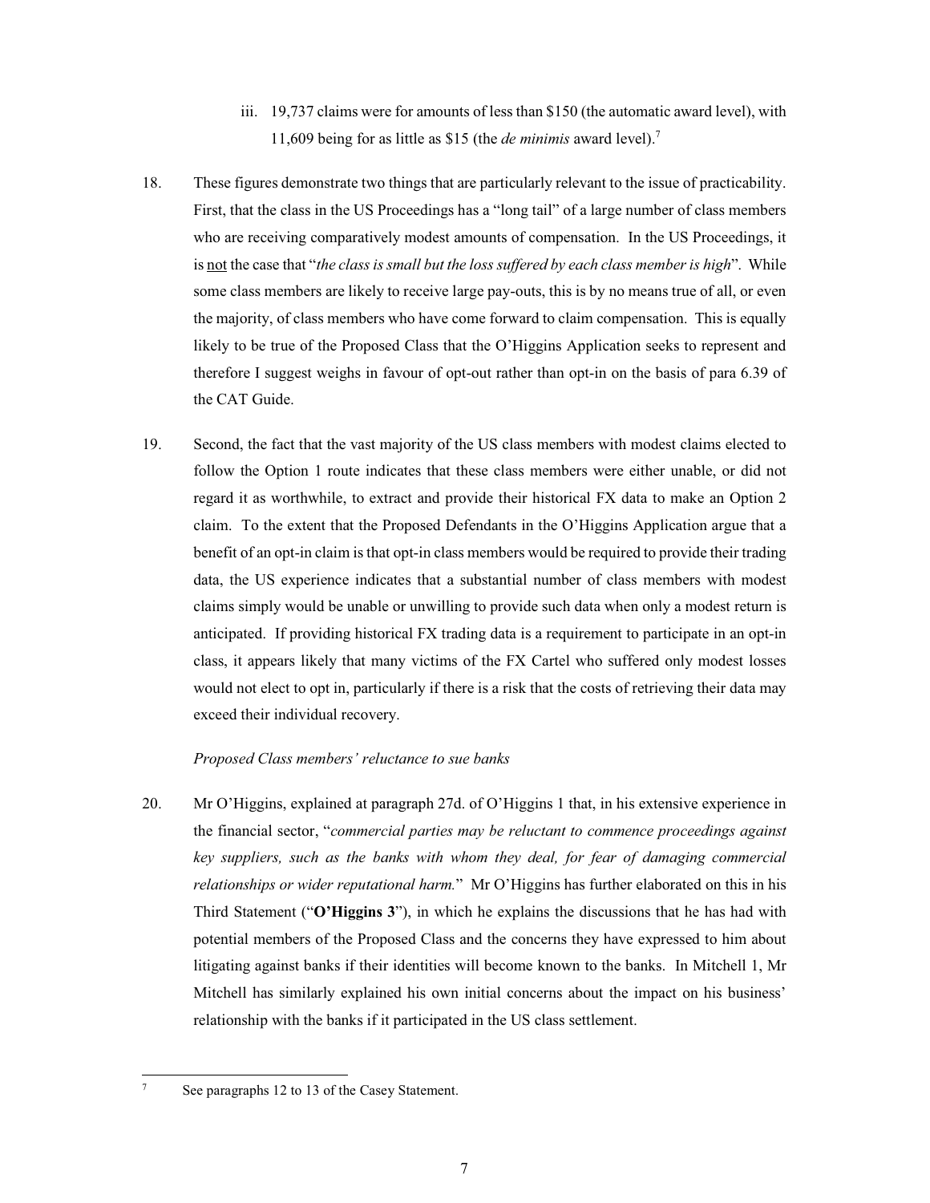iii. 19,737 claims were for amounts of less than $150 (the automatic award level), with 11,609 being for as little as $15 (the *de minimis* award level).[7]

18. These figures demonstrate two things that are particularly relevant to the issue of practicability. First, that the class in the US Proceedings has a "long tail" of a large number of class members who are receiving comparatively modest amounts of compensation. In the US Proceedings, it is not the case that "*the class is small but the loss suffered by each class member is high*". While some class members are likely to receive large pay-outs, this is by no means true of all, or even the majority, of class members who have come forward to claim compensation. This is equally likely to be true of the Proposed Class that the O'Higgins Application seeks to represent and therefore I suggest weighs in favour of opt-out rather than opt-in on the basis of para 6.39 of the CAT Guide.

19. Second, the fact that the vast majority of the US class members with modest claims elected to follow the Option 1 route indicates that these class members were either unable, or did not regard it as worthwhile, to extract and provide their historical FX data to make an Option 2 claim. To the extent that the Proposed Defendants in the O'Higgins Application argue that a benefit of an opt-in claim is that opt-in class members would be required to provide their trading data, the US experience indicates that a substantial number of class members with modest claims simply would be unable or unwilling to provide such data when only a modest return is anticipated. If providing historical FX trading data is a requirement to participate in an opt-in class, it appears likely that many victims of the FX Cartel who suffered only modest losses would not elect to opt in, particularly if there is a risk that the costs of retrieving their data may exceed their individual recovery.

*Proposed Class members' reluctance to sue banks*

20. Mr O'Higgins, explained at paragraph 27d. of O'Higgins 1 that, in his extensive experience in the financial sector, "*commercial parties may be reluctant to commence proceedings against key suppliers, such as the banks with whom they deal, for fear of damaging commercial relationships or wider reputational harm.*" Mr O'Higgins has further elaborated on this in his Third Statement ("**O'Higgins 3**"), in which he explains the discussions that he has had with potential members of the Proposed Class and the concerns they have expressed to him about litigating against banks if their identities will become known to the banks. In Mitchell 1, Mr Mitchell has similarly explained his own initial concerns about the impact on his business' relationship with the banks if it participated in the US class settlement.

---

[7] See paragraphs 12 to 13 of the Casey Statement.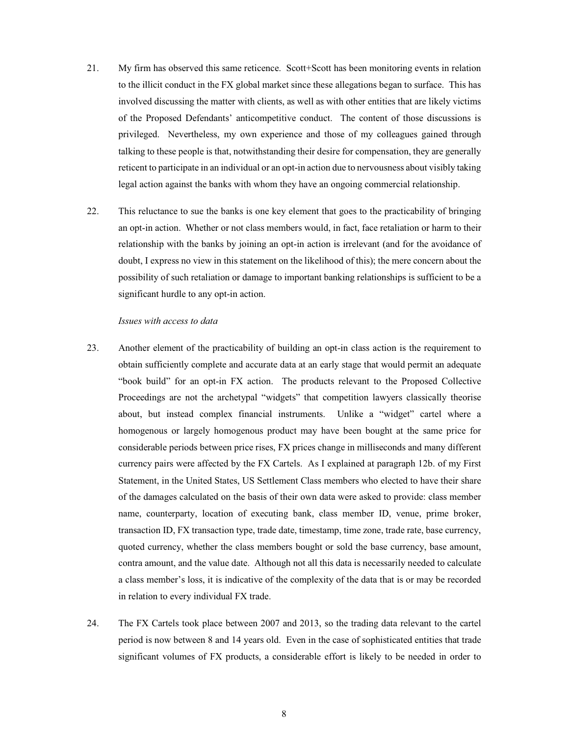21. My firm has observed this same reticence. Scott+Scott has been monitoring events in relation to the illicit conduct in the FX global market since these allegations began to surface. This has involved discussing the matter with clients, as well as with other entities that are likely victims of the Proposed Defendants' anticompetitive conduct. The content of those discussions is privileged. Nevertheless, my own experience and those of my colleagues gained through talking to these people is that, notwithstanding their desire for compensation, they are generally reticent to participate in an individual or an opt-in action due to nervousness about visibly taking legal action against the banks with whom they have an ongoing commercial relationship.

22. This reluctance to sue the banks is one key element that goes to the practicability of bringing an opt-in action. Whether or not class members would, in fact, face retaliation or harm to their relationship with the banks by joining an opt-in action is irrelevant (and for the avoidance of doubt, I express no view in this statement on the likelihood of this); the mere concern about the possibility of such retaliation or damage to important banking relationships is sufficient to be a significant hurdle to any opt-in action.

*Issues with access to data*

23. Another element of the practicability of building an opt-in class action is the requirement to obtain sufficiently complete and accurate data at an early stage that would permit an adequate "book build" for an opt-in FX action. The products relevant to the Proposed Collective Proceedings are not the archetypal "widgets" that competition lawyers classically theorise about, but instead complex financial instruments. Unlike a "widget" cartel where a homogenous or largely homogenous product may have been bought at the same price for considerable periods between price rises, FX prices change in milliseconds and many different currency pairs were affected by the FX Cartels. As I explained at paragraph 12b. of my First Statement, in the United States, US Settlement Class members who elected to have their share of the damages calculated on the basis of their own data were asked to provide: class member name, counterparty, location of executing bank, class member ID, venue, prime broker, transaction ID, FX transaction type, trade date, timestamp, time zone, trade rate, base currency, quoted currency, whether the class members bought or sold the base currency, base amount, contra amount, and the value date. Although not all this data is necessarily needed to calculate a class member's loss, it is indicative of the complexity of the data that is or may be recorded in relation to every individual FX trade.

24. The FX Cartels took place between 2007 and 2013, so the trading data relevant to the cartel period is now between 8 and 14 years old. Even in the case of sophisticated entities that trade significant volumes of FX products, a considerable effort is likely to be needed in order to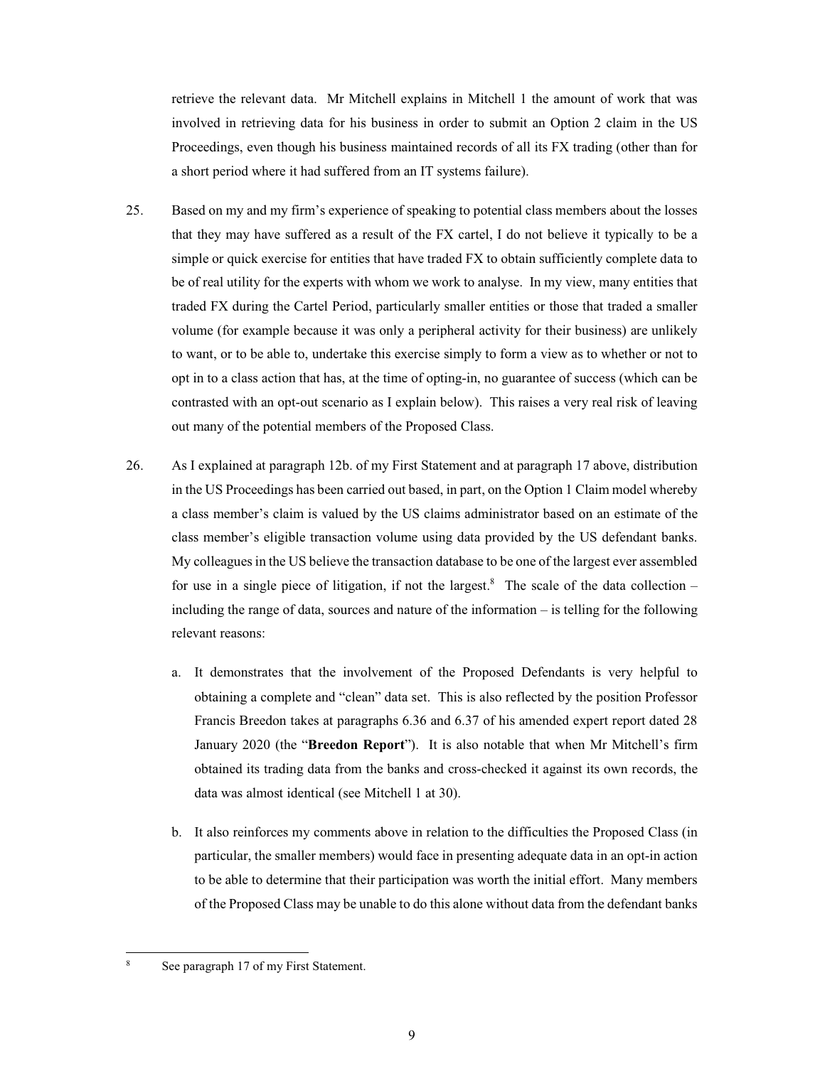retrieve the relevant data. Mr Mitchell explains in Mitchell 1 the amount of work that was involved in retrieving data for his business in order to submit an Option 2 claim in the US Proceedings, even though his business maintained records of all its FX trading (other than for a short period where it had suffered from an IT systems failure).

25. Based on my and my firm's experience of speaking to potential class members about the losses that they may have suffered as a result of the FX cartel, I do not believe it typically to be a simple or quick exercise for entities that have traded FX to obtain sufficiently complete data to be of real utility for the experts with whom we work to analyse. In my view, many entities that traded FX during the Cartel Period, particularly smaller entities or those that traded a smaller volume (for example because it was only a peripheral activity for their business) are unlikely to want, or to be able to, undertake this exercise simply to form a view as to whether or not to opt in to a class action that has, at the time of opting-in, no guarantee of success (which can be contrasted with an opt-out scenario as I explain below). This raises a very real risk of leaving out many of the potential members of the Proposed Class.

26. As I explained at paragraph 12b. of my First Statement and at paragraph 17 above, distribution in the US Proceedings has been carried out based, in part, on the Option 1 Claim model whereby a class member's claim is valued by the US claims administrator based on an estimate of the class member's eligible transaction volume using data provided by the US defendant banks. My colleagues in the US believe the transaction database to be one of the largest ever assembled for use in a single piece of litigation, if not the largest.[8] The scale of the data collection – including the range of data, sources and nature of the information – is telling for the following relevant reasons:

   a. It demonstrates that the involvement of the Proposed Defendants is very helpful to obtaining a complete and "clean" data set. This is also reflected by the position Professor Francis Breedon takes at paragraphs 6.36 and 6.37 of his amended expert report dated 28 January 2020 (the "**Breedon Report**"). It is also notable that when Mr Mitchell's firm obtained its trading data from the banks and cross-checked it against its own records, the data was almost identical (see Mitchell 1 at 30).

   b. It also reinforces my comments above in relation to the difficulties the Proposed Class (in particular, the smaller members) would face in presenting adequate data in an opt-in action to be able to determine that their participation was worth the initial effort. Many members of the Proposed Class may be unable to do this alone without data from the defendant banks

[8] See paragraph 17 of my First Statement.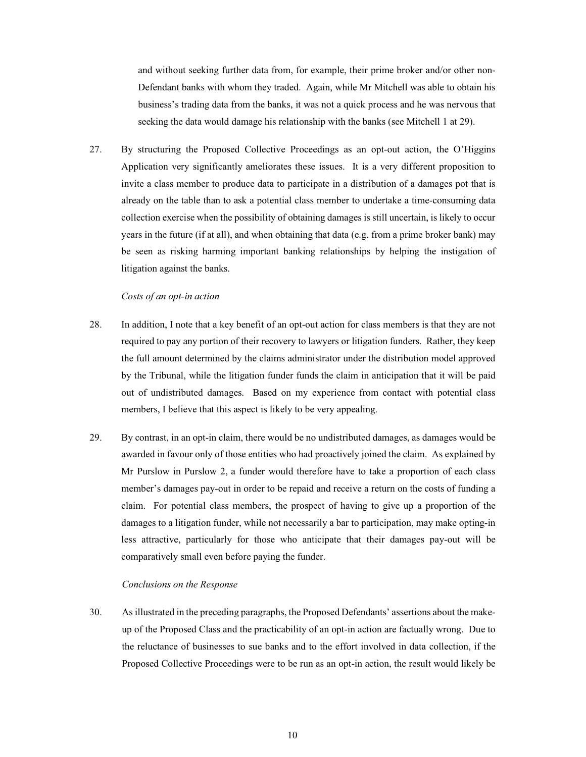and without seeking further data from, for example, their prime broker and/or other non-Defendant banks with whom they traded. Again, while Mr Mitchell was able to obtain his business's trading data from the banks, it was not a quick process and he was nervous that seeking the data would damage his relationship with the banks (see Mitchell 1 at 29).

27. By structuring the Proposed Collective Proceedings as an opt-out action, the O'Higgins Application very significantly ameliorates these issues. It is a very different proposition to invite a class member to produce data to participate in a distribution of a damages pot that is already on the table than to ask a potential class member to undertake a time-consuming data collection exercise when the possibility of obtaining damages is still uncertain, is likely to occur years in the future (if at all), and when obtaining that data (e.g. from a prime broker bank) may be seen as risking harming important banking relationships by helping the instigation of litigation against the banks.

*Costs of an opt-in action*

28. In addition, I note that a key benefit of an opt-out action for class members is that they are not required to pay any portion of their recovery to lawyers or litigation funders. Rather, they keep the full amount determined by the claims administrator under the distribution model approved by the Tribunal, while the litigation funder funds the claim in anticipation that it will be paid out of undistributed damages. Based on my experience from contact with potential class members, I believe that this aspect is likely to be very appealing.

29. By contrast, in an opt-in claim, there would be no undistributed damages, as damages would be awarded in favour only of those entities who had proactively joined the claim. As explained by Mr Purslow in Purslow 2, a funder would therefore have to take a proportion of each class member's damages pay-out in order to be repaid and receive a return on the costs of funding a claim. For potential class members, the prospect of having to give up a proportion of the damages to a litigation funder, while not necessarily a bar to participation, may make opting-in less attractive, particularly for those who anticipate that their damages pay-out will be comparatively small even before paying the funder.

*Conclusions on the Response*

30. As illustrated in the preceding paragraphs, the Proposed Defendants' assertions about the make-up of the Proposed Class and the practicability of an opt-in action are factually wrong. Due to the reluctance of businesses to sue banks and to the effort involved in data collection, if the Proposed Collective Proceedings were to be run as an opt-in action, the result would likely be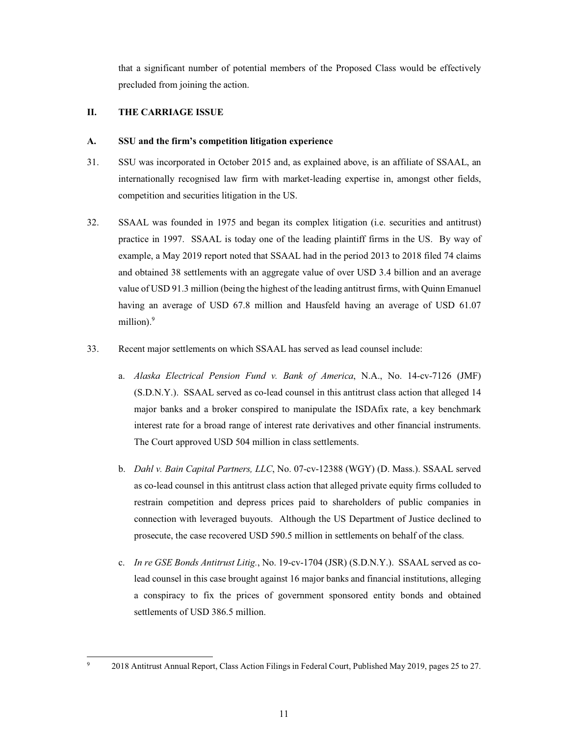that a significant number of potential members of the Proposed Class would be effectively precluded from joining the action.

## II. THE CARRIAGE ISSUE

### A. SSU and the firm's competition litigation experience

31. SSU was incorporated in October 2015 and, as explained above, is an affiliate of SSAAL, an internationally recognised law firm with market-leading expertise in, amongst other fields, competition and securities litigation in the US.

32. SSAAL was founded in 1975 and began its complex litigation (i.e. securities and antitrust) practice in 1997. SSAAL is today one of the leading plaintiff firms in the US. By way of example, a May 2019 report noted that SSAAL had in the period 2013 to 2018 filed 74 claims and obtained 38 settlements with an aggregate value of over USD 3.4 billion and an average value of USD 91.3 million (being the highest of the leading antitrust firms, with Quinn Emanuel having an average of USD 67.8 million and Hausfeld having an average of USD 61.07 million).[9]

33. Recent major settlements on which SSAAL has served as lead counsel include:

    a. *Alaska Electrical Pension Fund v. Bank of America*, N.A., No. 14-cv-7126 (JMF) (S.D.N.Y.). SSAAL served as co-lead counsel in this antitrust class action that alleged 14 major banks and a broker conspired to manipulate the ISDAfix rate, a key benchmark interest rate for a broad range of interest rate derivatives and other financial instruments. The Court approved USD 504 million in class settlements.

    b. *Dahl v. Bain Capital Partners, LLC*, No. 07-cv-12388 (WGY) (D. Mass.). SSAAL served as co-lead counsel in this antitrust class action that alleged private equity firms colluded to restrain competition and depress prices paid to shareholders of public companies in connection with leveraged buyouts. Although the US Department of Justice declined to prosecute, the case recovered USD 590.5 million in settlements on behalf of the class.

    c. *In re GSE Bonds Antitrust Litig.*, No. 19-cv-1704 (JSR) (S.D.N.Y.). SSAAL served as co-lead counsel in this case brought against 16 major banks and financial institutions, alleging a conspiracy to fix the prices of government sponsored entity bonds and obtained settlements of USD 386.5 million.

---

[9] 2018 Antitrust Annual Report, Class Action Filings in Federal Court, Published May 2019, pages 25 to 27.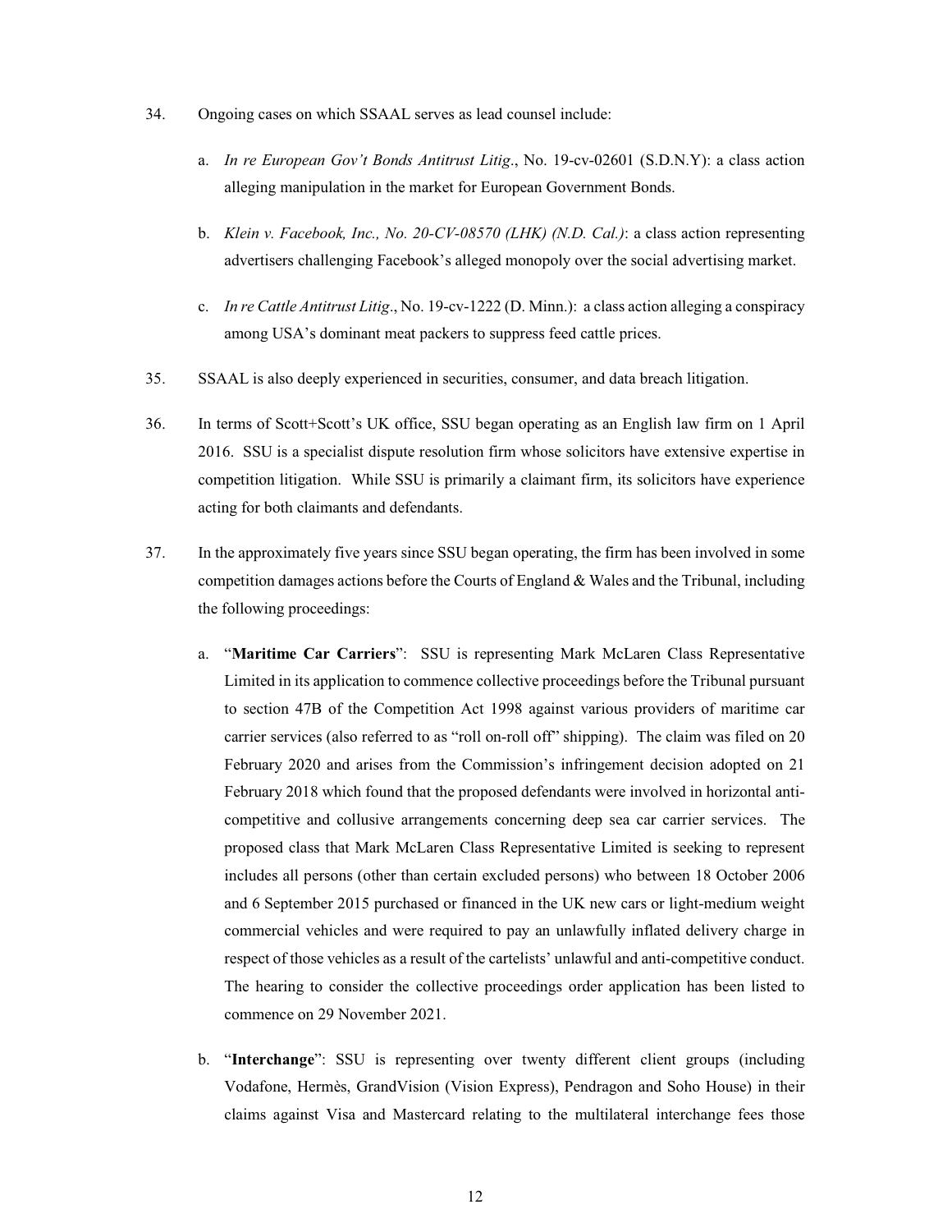34. Ongoing cases on which SSAAL serves as lead counsel include:

    a. *In re European Gov't Bonds Antitrust Litig*., No. 19-cv-02601 (S.D.N.Y): a class action alleging manipulation in the market for European Government Bonds.

    b. *Klein v. Facebook, Inc., No. 20-CV-08570 (LHK) (N.D. Cal.)*: a class action representing advertisers challenging Facebook's alleged monopoly over the social advertising market.

    c. *In re Cattle Antitrust Litig*., No. 19-cv-1222 (D. Minn.): a class action alleging a conspiracy among USA's dominant meat packers to suppress feed cattle prices.

35. SSAAL is also deeply experienced in securities, consumer, and data breach litigation.

36. In terms of Scott+Scott's UK office, SSU began operating as an English law firm on 1 April 2016. SSU is a specialist dispute resolution firm whose solicitors have extensive expertise in competition litigation. While SSU is primarily a claimant firm, its solicitors have experience acting for both claimants and defendants.

37. In the approximately five years since SSU began operating, the firm has been involved in some competition damages actions before the Courts of England & Wales and the Tribunal, including the following proceedings:

    a. "**Maritime Car Carriers**": SSU is representing Mark McLaren Class Representative Limited in its application to commence collective proceedings before the Tribunal pursuant to section 47B of the Competition Act 1998 against various providers of maritime car carrier services (also referred to as "roll on-roll off" shipping). The claim was filed on 20 February 2020 and arises from the Commission's infringement decision adopted on 21 February 2018 which found that the proposed defendants were involved in horizontal anti-competitive and collusive arrangements concerning deep sea car carrier services. The proposed class that Mark McLaren Class Representative Limited is seeking to represent includes all persons (other than certain excluded persons) who between 18 October 2006 and 6 September 2015 purchased or financed in the UK new cars or light-medium weight commercial vehicles and were required to pay an unlawfully inflated delivery charge in respect of those vehicles as a result of the cartelists' unlawful and anti-competitive conduct. The hearing to consider the collective proceedings order application has been listed to commence on 29 November 2021.

    b. "**Interchange**": SSU is representing over twenty different client groups (including Vodafone, Hermès, GrandVision (Vision Express), Pendragon and Soho House) in their claims against Visa and Mastercard relating to the multilateral interchange fees those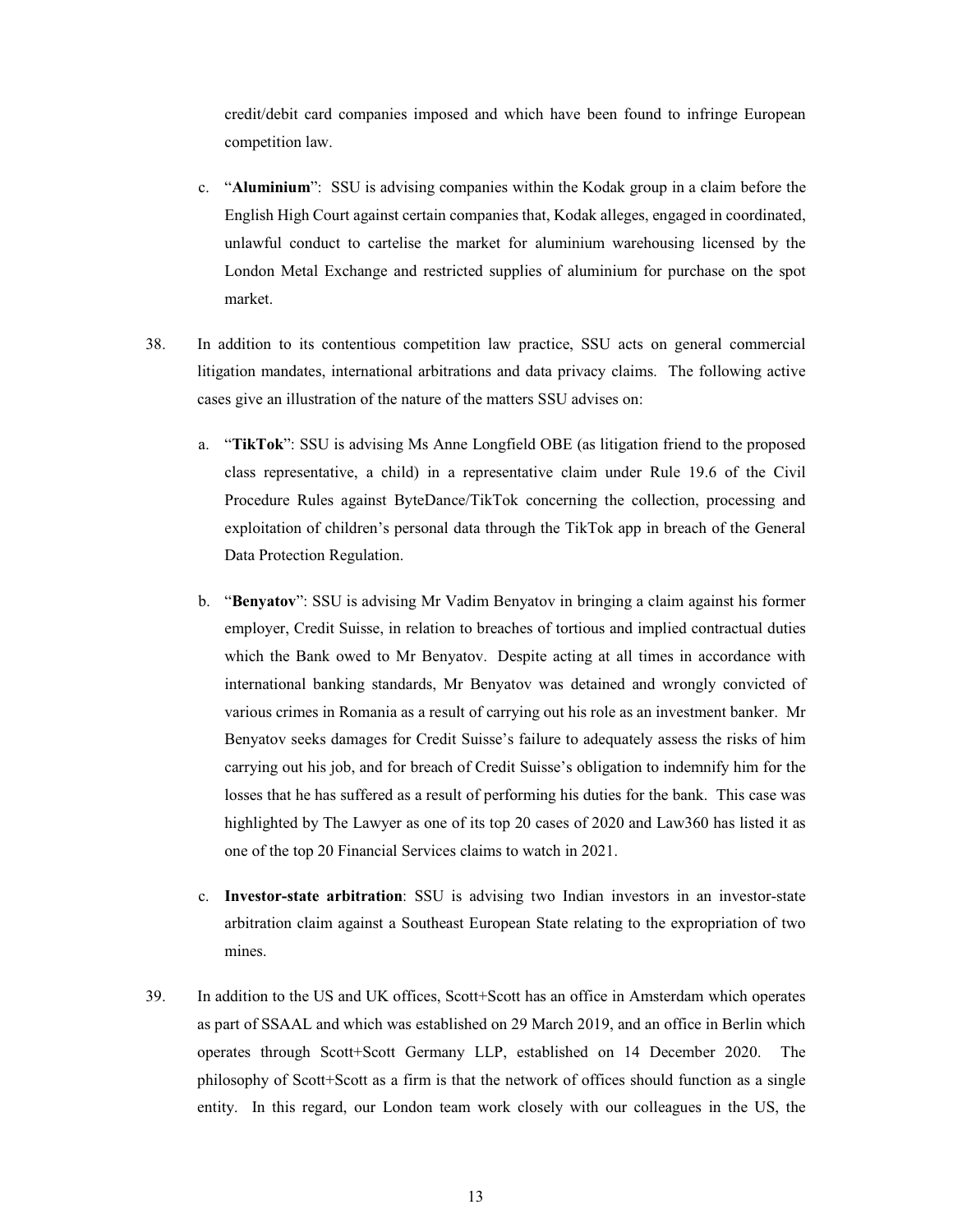credit/debit card companies imposed and which have been found to infringe European competition law.

c. "**Aluminium**": SSU is advising companies within the Kodak group in a claim before the English High Court against certain companies that, Kodak alleges, engaged in coordinated, unlawful conduct to cartelise the market for aluminium warehousing licensed by the London Metal Exchange and restricted supplies of aluminium for purchase on the spot market.

38. In addition to its contentious competition law practice, SSU acts on general commercial litigation mandates, international arbitrations and data privacy claims. The following active cases give an illustration of the nature of the matters SSU advises on:

a. "**TikTok**": SSU is advising Ms Anne Longfield OBE (as litigation friend to the proposed class representative, a child) in a representative claim under Rule 19.6 of the Civil Procedure Rules against ByteDance/TikTok concerning the collection, processing and exploitation of children's personal data through the TikTok app in breach of the General Data Protection Regulation.

b. "**Benyatov**": SSU is advising Mr Vadim Benyatov in bringing a claim against his former employer, Credit Suisse, in relation to breaches of tortious and implied contractual duties which the Bank owed to Mr Benyatov. Despite acting at all times in accordance with international banking standards, Mr Benyatov was detained and wrongly convicted of various crimes in Romania as a result of carrying out his role as an investment banker. Mr Benyatov seeks damages for Credit Suisse's failure to adequately assess the risks of him carrying out his job, and for breach of Credit Suisse's obligation to indemnify him for the losses that he has suffered as a result of performing his duties for the bank. This case was highlighted by The Lawyer as one of its top 20 cases of 2020 and Law360 has listed it as one of the top 20 Financial Services claims to watch in 2021.

c. **Investor-state arbitration**: SSU is advising two Indian investors in an investor-state arbitration claim against a Southeast European State relating to the expropriation of two mines.

39. In addition to the US and UK offices, Scott+Scott has an office in Amsterdam which operates as part of SSAAL and which was established on 29 March 2019, and an office in Berlin which operates through Scott+Scott Germany LLP, established on 14 December 2020. The philosophy of Scott+Scott as a firm is that the network of offices should function as a single entity. In this regard, our London team work closely with our colleagues in the US, the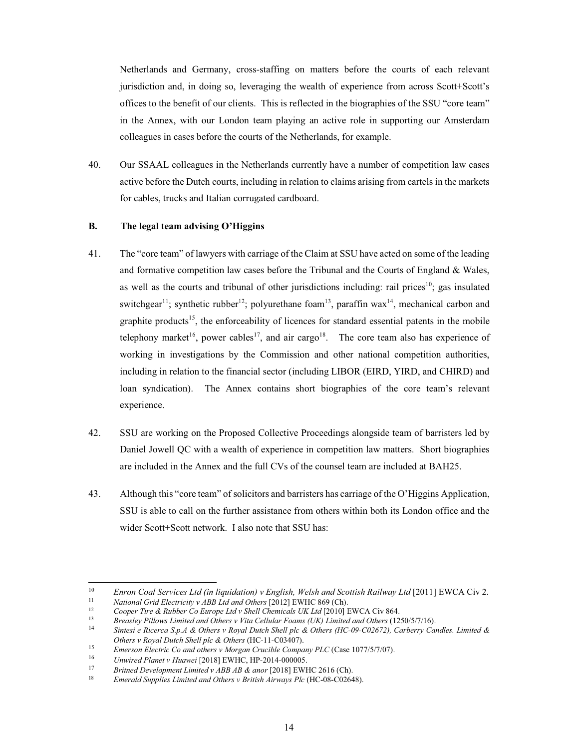Netherlands and Germany, cross-staffing on matters before the courts of each relevant jurisdiction and, in doing so, leveraging the wealth of experience from across Scott+Scott's offices to the benefit of our clients. This is reflected in the biographies of the SSU "core team" in the Annex, with our London team playing an active role in supporting our Amsterdam colleagues in cases before the courts of the Netherlands, for example.

40. Our SSAAL colleagues in the Netherlands currently have a number of competition law cases active before the Dutch courts, including in relation to claims arising from cartels in the markets for cables, trucks and Italian corrugated cardboard.

### B. The legal team advising O'Higgins

41. The "core team" of lawyers with carriage of the Claim at SSU have acted on some of the leading and formative competition law cases before the Tribunal and the Courts of England & Wales, as well as the courts and tribunal of other jurisdictions including: rail prices[10]; gas insulated switchgear[11]; synthetic rubber[12]; polyurethane foam[13], paraffin wax[14], mechanical carbon and graphite products[15], the enforceability of licences for standard essential patents in the mobile telephony market[16], power cables[17], and air cargo[18]. The core team also has experience of working in investigations by the Commission and other national competition authorities, including in relation to the financial sector (including LIBOR (EIRD, YIRD, and CHIRD) and loan syndication). The Annex contains short biographies of the core team's relevant experience.

42. SSU are working on the Proposed Collective Proceedings alongside team of barristers led by Daniel Jowell QC with a wealth of experience in competition law matters. Short biographies are included in the Annex and the full CVs of the counsel team are included at BAH25.

43. Although this "core team" of solicitors and barristers has carriage of the O'Higgins Application, SSU is able to call on the further assistance from others within both its London office and the wider Scott+Scott network. I also note that SSU has:

---

[10] *Enron Coal Services Ltd (in liquidation) v English, Welsh and Scottish Railway Ltd* [2011] EWCA Civ 2.

[11] *National Grid Electricity v ABB Ltd and Others* [2012] EWHC 869 (Ch).

[12] *Cooper Tire & Rubber Co Europe Ltd v Shell Chemicals UK Ltd* [2010] EWCA Civ 864.

[13] *Breasley Pillows Limited and Others v Vita Cellular Foams (UK) Limited and Others* (1250/5/7/16).

[14] *Sintesi e Ricerca S.p.A & Others v Royal Dutch Shell plc & Others (HC-09-C02672), Carberry Candles. Limited & Others v Royal Dutch Shell plc & Others* (HC-11-C03407).

[15] *Emerson Electric Co and others v Morgan Crucible Company PLC* (Case 1077/5/7/07).

[16] *Unwired Planet v Huawei* [2018] EWHC, HP-2014-000005.

[17] *Britned Development Limited v ABB AB & anor* [2018] EWHC 2616 (Ch).

[18] *Emerald Supplies Limited and Others v British Airways Plc* (HC-08-C02648).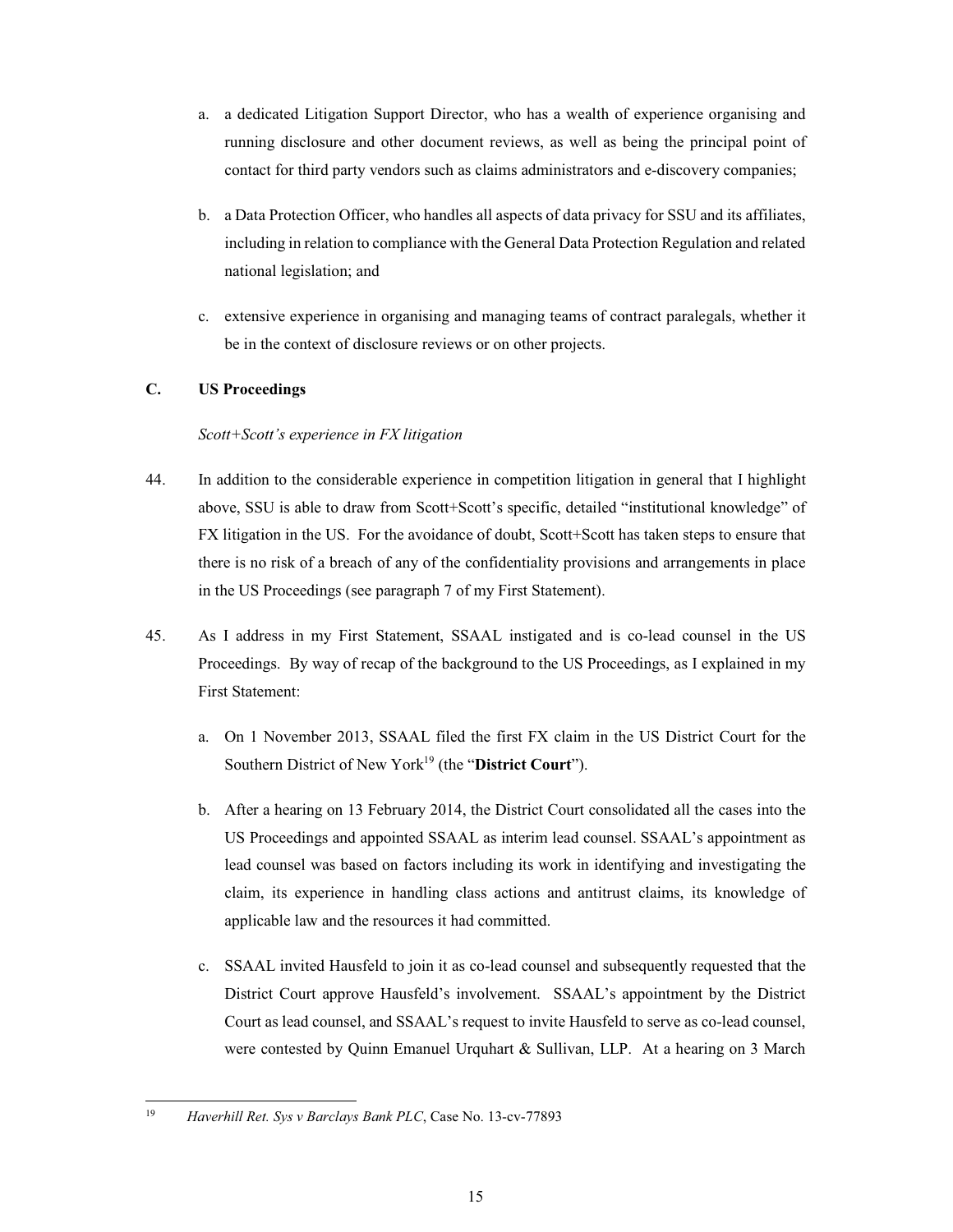a. a dedicated Litigation Support Director, who has a wealth of experience organising and running disclosure and other document reviews, as well as being the principal point of contact for third party vendors such as claims administrators and e-discovery companies;

b. a Data Protection Officer, who handles all aspects of data privacy for SSU and its affiliates, including in relation to compliance with the General Data Protection Regulation and related national legislation; and

c. extensive experience in organising and managing teams of contract paralegals, whether it be in the context of disclosure reviews or on other projects.

### C. US Proceedings

*Scott+Scott's experience in FX litigation*

44. In addition to the considerable experience in competition litigation in general that I highlight above, SSU is able to draw from Scott+Scott's specific, detailed "institutional knowledge" of FX litigation in the US. For the avoidance of doubt, Scott+Scott has taken steps to ensure that there is no risk of a breach of any of the confidentiality provisions and arrangements in place in the US Proceedings (see paragraph 7 of my First Statement).

45. As I address in my First Statement, SSAAL instigated and is co-lead counsel in the US Proceedings. By way of recap of the background to the US Proceedings, as I explained in my First Statement:

    a. On 1 November 2013, SSAAL filed the first FX claim in the US District Court for the Southern District of New York[19] (the "**District Court**").

    b. After a hearing on 13 February 2014, the District Court consolidated all the cases into the US Proceedings and appointed SSAAL as interim lead counsel. SSAAL's appointment as lead counsel was based on factors including its work in identifying and investigating the claim, its experience in handling class actions and antitrust claims, its knowledge of applicable law and the resources it had committed.

    c. SSAAL invited Hausfeld to join it as co-lead counsel and subsequently requested that the District Court approve Hausfeld's involvement. SSAAL's appointment by the District Court as lead counsel, and SSAAL's request to invite Hausfeld to serve as co-lead counsel, were contested by Quinn Emanuel Urquhart & Sullivan, LLP. At a hearing on 3 March

---

[19] *Haverhill Ret. Sys v Barclays Bank PLC*, Case No. 13-cv-77893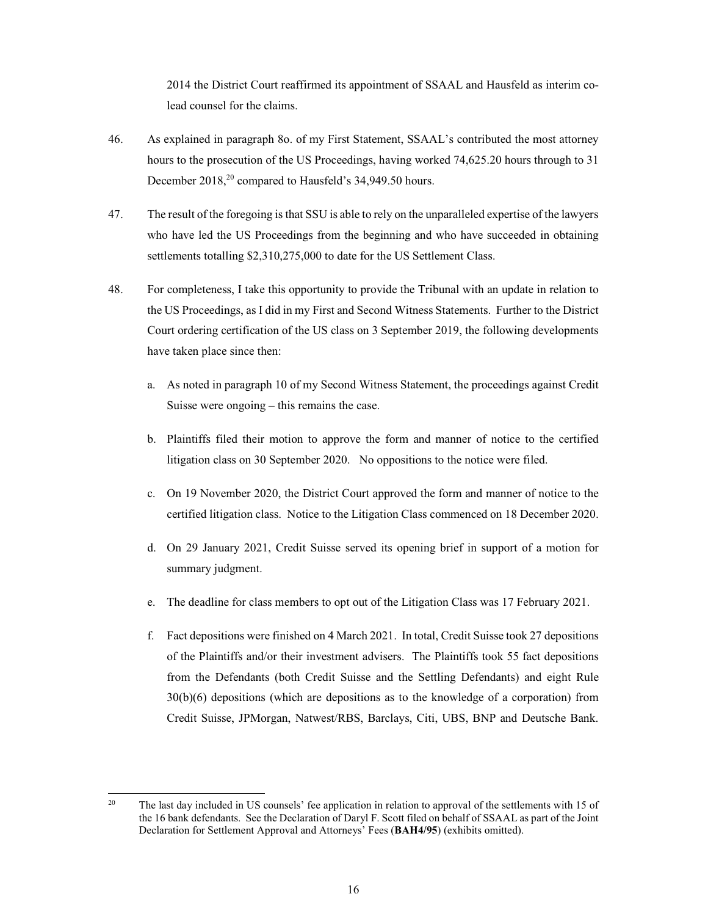2014 the District Court reaffirmed its appointment of SSAAL and Hausfeld as interim co-lead counsel for the claims.

46. As explained in paragraph 8o. of my First Statement, SSAAL's contributed the most attorney hours to the prosecution of the US Proceedings, having worked 74,625.20 hours through to 31 December 2018,[20] compared to Hausfeld's 34,949.50 hours.

47. The result of the foregoing is that SSU is able to rely on the unparalleled expertise of the lawyers who have led the US Proceedings from the beginning and who have succeeded in obtaining settlements totalling $2,310,275,000 to date for the US Settlement Class.

48. For completeness, I take this opportunity to provide the Tribunal with an update in relation to the US Proceedings, as I did in my First and Second Witness Statements. Further to the District Court ordering certification of the US class on 3 September 2019, the following developments have taken place since then:

   a. As noted in paragraph 10 of my Second Witness Statement, the proceedings against Credit Suisse were ongoing – this remains the case.

   b. Plaintiffs filed their motion to approve the form and manner of notice to the certified litigation class on 30 September 2020. No oppositions to the notice were filed.

   c. On 19 November 2020, the District Court approved the form and manner of notice to the certified litigation class. Notice to the Litigation Class commenced on 18 December 2020.

   d. On 29 January 2021, Credit Suisse served its opening brief in support of a motion for summary judgment.

   e. The deadline for class members to opt out of the Litigation Class was 17 February 2021.

   f. Fact depositions were finished on 4 March 2021. In total, Credit Suisse took 27 depositions of the Plaintiffs and/or their investment advisers. The Plaintiffs took 55 fact depositions from the Defendants (both Credit Suisse and the Settling Defendants) and eight Rule 30(b)(6) depositions (which are depositions as to the knowledge of a corporation) from Credit Suisse, JPMorgan, Natwest/RBS, Barclays, Citi, UBS, BNP and Deutsche Bank.

---

[20] The last day included in US counsels' fee application in relation to approval of the settlements with 15 of the 16 bank defendants. See the Declaration of Daryl F. Scott filed on behalf of SSAAL as part of the Joint Declaration for Settlement Approval and Attorneys' Fees (**BAH4/95**) (exhibits omitted).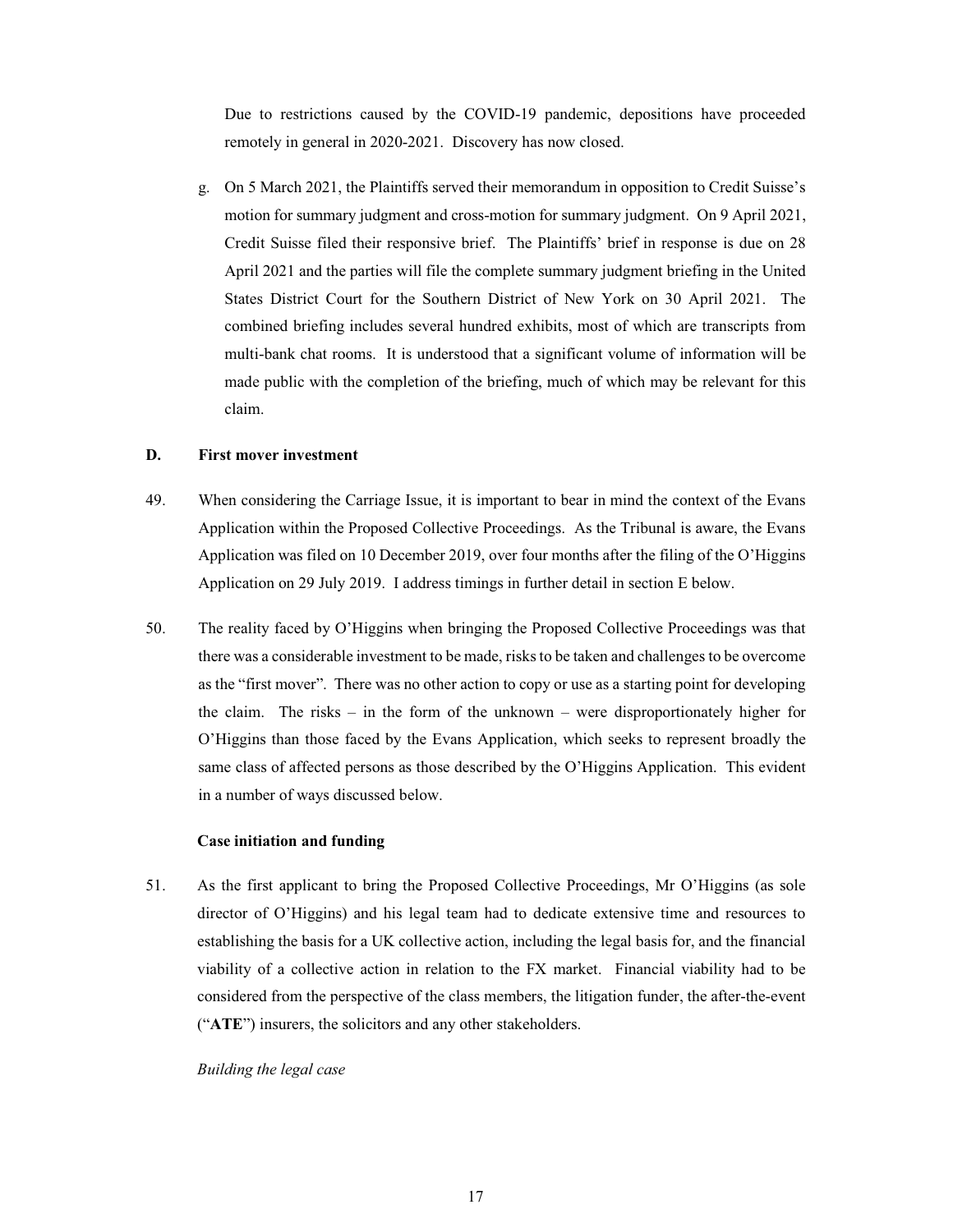Due to restrictions caused by the COVID-19 pandemic, depositions have proceeded remotely in general in 2020-2021. Discovery has now closed.

g. On 5 March 2021, the Plaintiffs served their memorandum in opposition to Credit Suisse's motion for summary judgment and cross-motion for summary judgment. On 9 April 2021, Credit Suisse filed their responsive brief. The Plaintiffs' brief in response is due on 28 April 2021 and the parties will file the complete summary judgment briefing in the United States District Court for the Southern District of New York on 30 April 2021. The combined briefing includes several hundred exhibits, most of which are transcripts from multi-bank chat rooms. It is understood that a significant volume of information will be made public with the completion of the briefing, much of which may be relevant for this claim.

## D. First mover investment

49. When considering the Carriage Issue, it is important to bear in mind the context of the Evans Application within the Proposed Collective Proceedings. As the Tribunal is aware, the Evans Application was filed on 10 December 2019, over four months after the filing of the O'Higgins Application on 29 July 2019. I address timings in further detail in section E below.

50. The reality faced by O'Higgins when bringing the Proposed Collective Proceedings was that there was a considerable investment to be made, risks to be taken and challenges to be overcome as the "first mover". There was no other action to copy or use as a starting point for developing the claim. The risks – in the form of the unknown – were disproportionately higher for O'Higgins than those faced by the Evans Application, which seeks to represent broadly the same class of affected persons as those described by the O'Higgins Application. This evident in a number of ways discussed below.

### Case initiation and funding

51. As the first applicant to bring the Proposed Collective Proceedings, Mr O'Higgins (as sole director of O'Higgins) and his legal team had to dedicate extensive time and resources to establishing the basis for a UK collective action, including the legal basis for, and the financial viability of a collective action in relation to the FX market. Financial viability had to be considered from the perspective of the class members, the litigation funder, the after-the-event ("**ATE**") insurers, the solicitors and any other stakeholders.

*Building the legal case*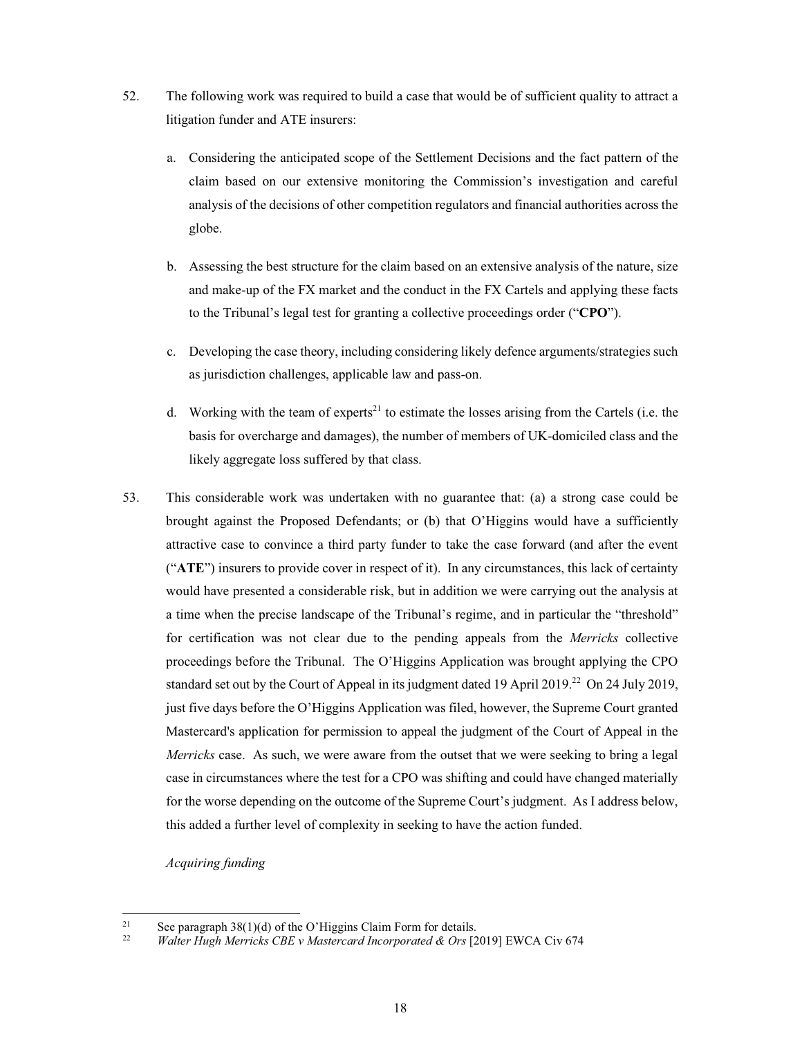52. The following work was required to build a case that would be of sufficient quality to attract a litigation funder and ATE insurers:

    a. Considering the anticipated scope of the Settlement Decisions and the fact pattern of the claim based on our extensive monitoring the Commission's investigation and careful analysis of the decisions of other competition regulators and financial authorities across the globe.

    b. Assessing the best structure for the claim based on an extensive analysis of the nature, size and make-up of the FX market and the conduct in the FX Cartels and applying these facts to the Tribunal's legal test for granting a collective proceedings order ("**CPO**").

    c. Developing the case theory, including considering likely defence arguments/strategies such as jurisdiction challenges, applicable law and pass-on.

    d. Working with the team of experts[21] to estimate the losses arising from the Cartels (i.e. the basis for overcharge and damages), the number of members of UK-domiciled class and the likely aggregate loss suffered by that class.

53. This considerable work was undertaken with no guarantee that: (a) a strong case could be brought against the Proposed Defendants; or (b) that O'Higgins would have a sufficiently attractive case to convince a third party funder to take the case forward (and after the event ("**ATE**") insurers to provide cover in respect of it). In any circumstances, this lack of certainty would have presented a considerable risk, but in addition we were carrying out the analysis at a time when the precise landscape of the Tribunal's regime, and in particular the "threshold" for certification was not clear due to the pending appeals from the *Merricks* collective proceedings before the Tribunal. The O'Higgins Application was brought applying the CPO standard set out by the Court of Appeal in its judgment dated 19 April 2019.[22] On 24 July 2019, just five days before the O'Higgins Application was filed, however, the Supreme Court granted Mastercard's application for permission to appeal the judgment of the Court of Appeal in the *Merricks* case. As such, we were aware from the outset that we were seeking to bring a legal case in circumstances where the test for a CPO was shifting and could have changed materially for the worse depending on the outcome of the Supreme Court's judgment. As I address below, this added a further level of complexity in seeking to have the action funded.

*Acquiring funding*

---

[21] See paragraph 38(1)(d) of the O'Higgins Claim Form for details.

[22] *Walter Hugh Merricks CBE v Mastercard Incorporated & Ors* [2019] EWCA Civ 674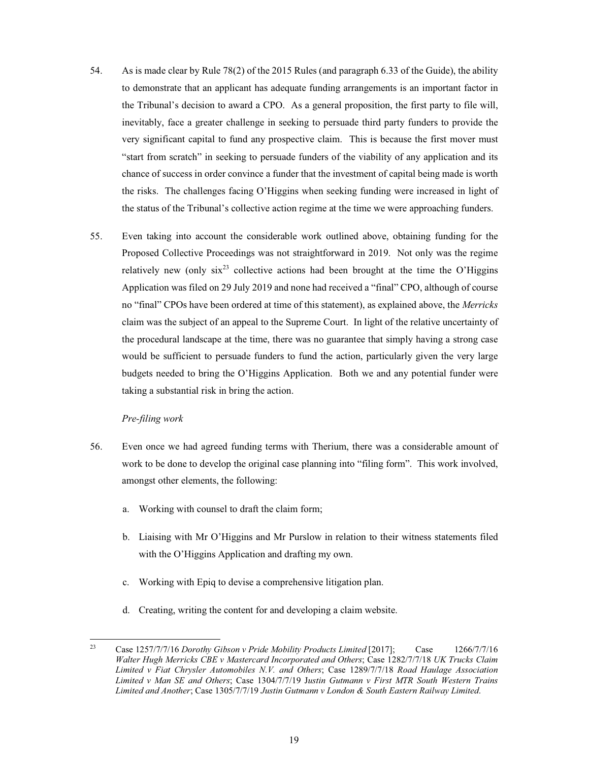54. As is made clear by Rule 78(2) of the 2015 Rules (and paragraph 6.33 of the Guide), the ability to demonstrate that an applicant has adequate funding arrangements is an important factor in the Tribunal's decision to award a CPO. As a general proposition, the first party to file will, inevitably, face a greater challenge in seeking to persuade third party funders to provide the very significant capital to fund any prospective claim. This is because the first mover must "start from scratch" in seeking to persuade funders of the viability of any application and its chance of success in order convince a funder that the investment of capital being made is worth the risks. The challenges facing O'Higgins when seeking funding were increased in light of the status of the Tribunal's collective action regime at the time we were approaching funders.

55. Even taking into account the considerable work outlined above, obtaining funding for the Proposed Collective Proceedings was not straightforward in 2019. Not only was the regime relatively new (only six[23] collective actions had been brought at the time the O'Higgins Application was filed on 29 July 2019 and none had received a "final" CPO, although of course no "final" CPOs have been ordered at time of this statement), as explained above, the *Merricks* claim was the subject of an appeal to the Supreme Court. In light of the relative uncertainty of the procedural landscape at the time, there was no guarantee that simply having a strong case would be sufficient to persuade funders to fund the action, particularly given the very large budgets needed to bring the O'Higgins Application. Both we and any potential funder were taking a substantial risk in bring the action.

*Pre-filing work*

56. Even once we had agreed funding terms with Therium, there was a considerable amount of work to be done to develop the original case planning into "filing form". This work involved, amongst other elements, the following:

    a. Working with counsel to draft the claim form;

    b. Liaising with Mr O'Higgins and Mr Purslow in relation to their witness statements filed with the O'Higgins Application and drafting my own.

    c. Working with Epiq to devise a comprehensive litigation plan.

    d. Creating, writing the content for and developing a claim website.

---

[23] Case 1257/7/7/16 *Dorothy Gibson v Pride Mobility Products Limited* [2017]; Case 1266/7/7/16 *Walter Hugh Merricks CBE v Mastercard Incorporated and Others*; Case 1282/7/7/18 *UK Trucks Claim Limited v Fiat Chrysler Automobiles N.V. and Others*; Case 1289/7/7/18 *Road Haulage Association Limited v Man SE and Others*; Case 1304/7/7/19 *Justin Gutmann v First MTR South Western Trains Limited and Another*; Case 1305/7/7/19 *Justin Gutmann v London & South Eastern Railway Limited*.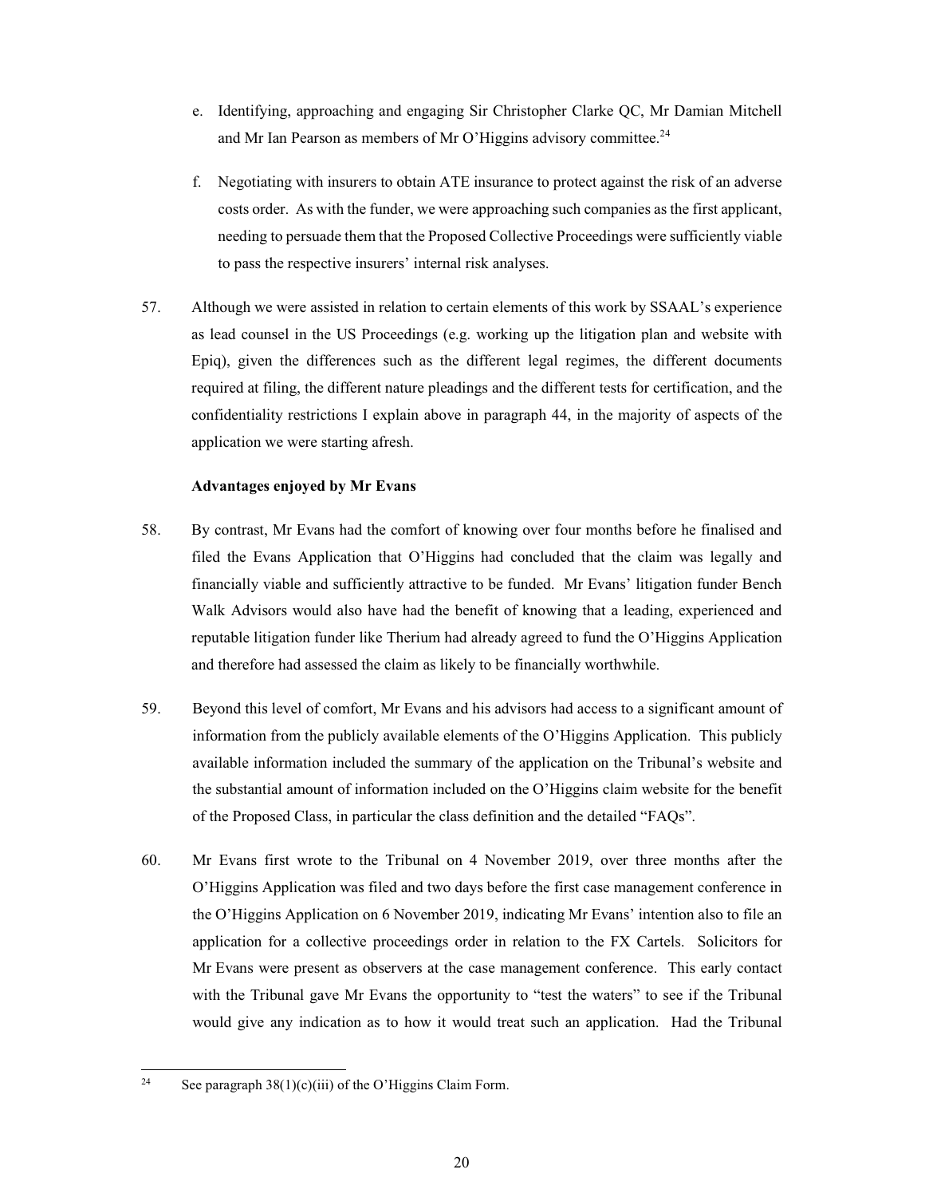e. Identifying, approaching and engaging Sir Christopher Clarke QC, Mr Damian Mitchell and Mr Ian Pearson as members of Mr O'Higgins advisory committee.[24]

f. Negotiating with insurers to obtain ATE insurance to protect against the risk of an adverse costs order. As with the funder, we were approaching such companies as the first applicant, needing to persuade them that the Proposed Collective Proceedings were sufficiently viable to pass the respective insurers' internal risk analyses.

57. Although we were assisted in relation to certain elements of this work by SSAAL's experience as lead counsel in the US Proceedings (e.g. working up the litigation plan and website with Epiq), given the differences such as the different legal regimes, the different documents required at filing, the different nature pleadings and the different tests for certification, and the confidentiality restrictions I explain above in paragraph 44, in the majority of aspects of the application we were starting afresh.

**Advantages enjoyed by Mr Evans**

58. By contrast, Mr Evans had the comfort of knowing over four months before he finalised and filed the Evans Application that O'Higgins had concluded that the claim was legally and financially viable and sufficiently attractive to be funded. Mr Evans' litigation funder Bench Walk Advisors would also have had the benefit of knowing that a leading, experienced and reputable litigation funder like Therium had already agreed to fund the O'Higgins Application and therefore had assessed the claim as likely to be financially worthwhile.

59. Beyond this level of comfort, Mr Evans and his advisors had access to a significant amount of information from the publicly available elements of the O'Higgins Application. This publicly available information included the summary of the application on the Tribunal's website and the substantial amount of information included on the O'Higgins claim website for the benefit of the Proposed Class, in particular the class definition and the detailed "FAQs".

60. Mr Evans first wrote to the Tribunal on 4 November 2019, over three months after the O'Higgins Application was filed and two days before the first case management conference in the O'Higgins Application on 6 November 2019, indicating Mr Evans' intention also to file an application for a collective proceedings order in relation to the FX Cartels. Solicitors for Mr Evans were present as observers at the case management conference. This early contact with the Tribunal gave Mr Evans the opportunity to "test the waters" to see if the Tribunal would give any indication as to how it would treat such an application. Had the Tribunal

---

[24] See paragraph 38(1)(c)(iii) of the O'Higgins Claim Form.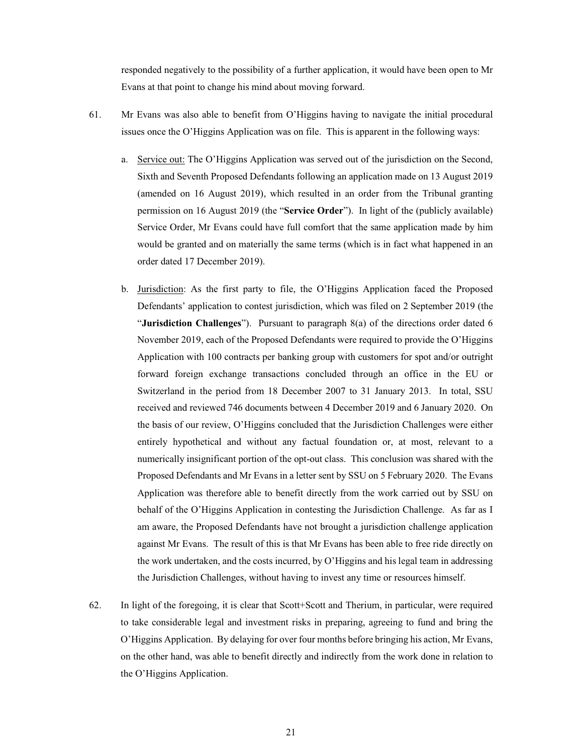responded negatively to the possibility of a further application, it would have been open to Mr Evans at that point to change his mind about moving forward.

61. Mr Evans was also able to benefit from O'Higgins having to navigate the initial procedural issues once the O'Higgins Application was on file. This is apparent in the following ways:

    a. Service out: The O'Higgins Application was served out of the jurisdiction on the Second, Sixth and Seventh Proposed Defendants following an application made on 13 August 2019 (amended on 16 August 2019), which resulted in an order from the Tribunal granting permission on 16 August 2019 (the "**Service Order**"). In light of the (publicly available) Service Order, Mr Evans could have full comfort that the same application made by him would be granted and on materially the same terms (which is in fact what happened in an order dated 17 December 2019).

    b. Jurisdiction: As the first party to file, the O'Higgins Application faced the Proposed Defendants' application to contest jurisdiction, which was filed on 2 September 2019 (the "**Jurisdiction Challenges**"). Pursuant to paragraph 8(a) of the directions order dated 6 November 2019, each of the Proposed Defendants were required to provide the O'Higgins Application with 100 contracts per banking group with customers for spot and/or outright forward foreign exchange transactions concluded through an office in the EU or Switzerland in the period from 18 December 2007 to 31 January 2013. In total, SSU received and reviewed 746 documents between 4 December 2019 and 6 January 2020. On the basis of our review, O'Higgins concluded that the Jurisdiction Challenges were either entirely hypothetical and without any factual foundation or, at most, relevant to a numerically insignificant portion of the opt-out class. This conclusion was shared with the Proposed Defendants and Mr Evans in a letter sent by SSU on 5 February 2020. The Evans Application was therefore able to benefit directly from the work carried out by SSU on behalf of the O'Higgins Application in contesting the Jurisdiction Challenge. As far as I am aware, the Proposed Defendants have not brought a jurisdiction challenge application against Mr Evans. The result of this is that Mr Evans has been able to free ride directly on the work undertaken, and the costs incurred, by O'Higgins and his legal team in addressing the Jurisdiction Challenges, without having to invest any time or resources himself.

62. In light of the foregoing, it is clear that Scott+Scott and Therium, in particular, were required to take considerable legal and investment risks in preparing, agreeing to fund and bring the O'Higgins Application. By delaying for over four months before bringing his action, Mr Evans, on the other hand, was able to benefit directly and indirectly from the work done in relation to the O'Higgins Application.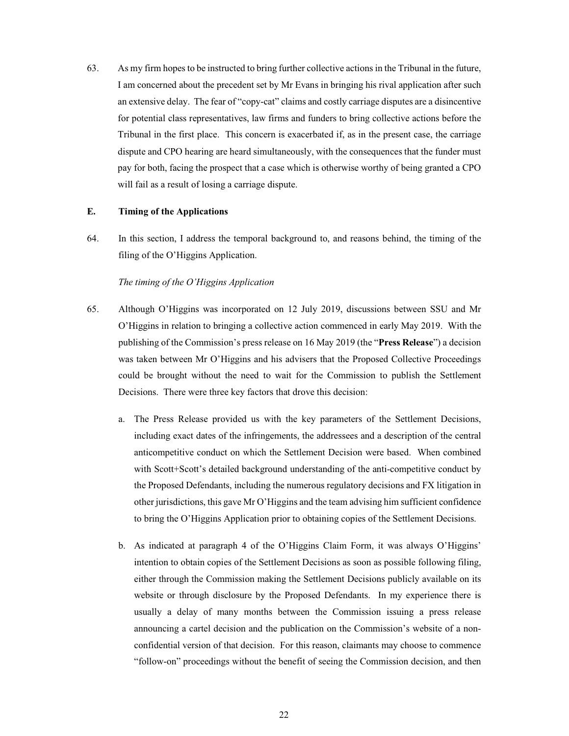63. As my firm hopes to be instructed to bring further collective actions in the Tribunal in the future, I am concerned about the precedent set by Mr Evans in bringing his rival application after such an extensive delay. The fear of "copy-cat" claims and costly carriage disputes are a disincentive for potential class representatives, law firms and funders to bring collective actions before the Tribunal in the first place. This concern is exacerbated if, as in the present case, the carriage dispute and CPO hearing are heard simultaneously, with the consequences that the funder must pay for both, facing the prospect that a case which is otherwise worthy of being granted a CPO will fail as a result of losing a carriage dispute.

## E. Timing of the Applications

64. In this section, I address the temporal background to, and reasons behind, the timing of the filing of the O'Higgins Application.

*The timing of the O'Higgins Application*

65. Although O'Higgins was incorporated on 12 July 2019, discussions between SSU and Mr O'Higgins in relation to bringing a collective action commenced in early May 2019. With the publishing of the Commission's press release on 16 May 2019 (the "**Press Release**") a decision was taken between Mr O'Higgins and his advisers that the Proposed Collective Proceedings could be brought without the need to wait for the Commission to publish the Settlement Decisions. There were three key factors that drove this decision:

    a. The Press Release provided us with the key parameters of the Settlement Decisions, including exact dates of the infringements, the addressees and a description of the central anticompetitive conduct on which the Settlement Decision were based. When combined with Scott+Scott's detailed background understanding of the anti-competitive conduct by the Proposed Defendants, including the numerous regulatory decisions and FX litigation in other jurisdictions, this gave Mr O'Higgins and the team advising him sufficient confidence to bring the O'Higgins Application prior to obtaining copies of the Settlement Decisions.

    b. As indicated at paragraph 4 of the O'Higgins Claim Form, it was always O'Higgins' intention to obtain copies of the Settlement Decisions as soon as possible following filing, either through the Commission making the Settlement Decisions publicly available on its website or through disclosure by the Proposed Defendants. In my experience there is usually a delay of many months between the Commission issuing a press release announcing a cartel decision and the publication on the Commission's website of a non-confidential version of that decision. For this reason, claimants may choose to commence "follow-on" proceedings without the benefit of seeing the Commission decision, and then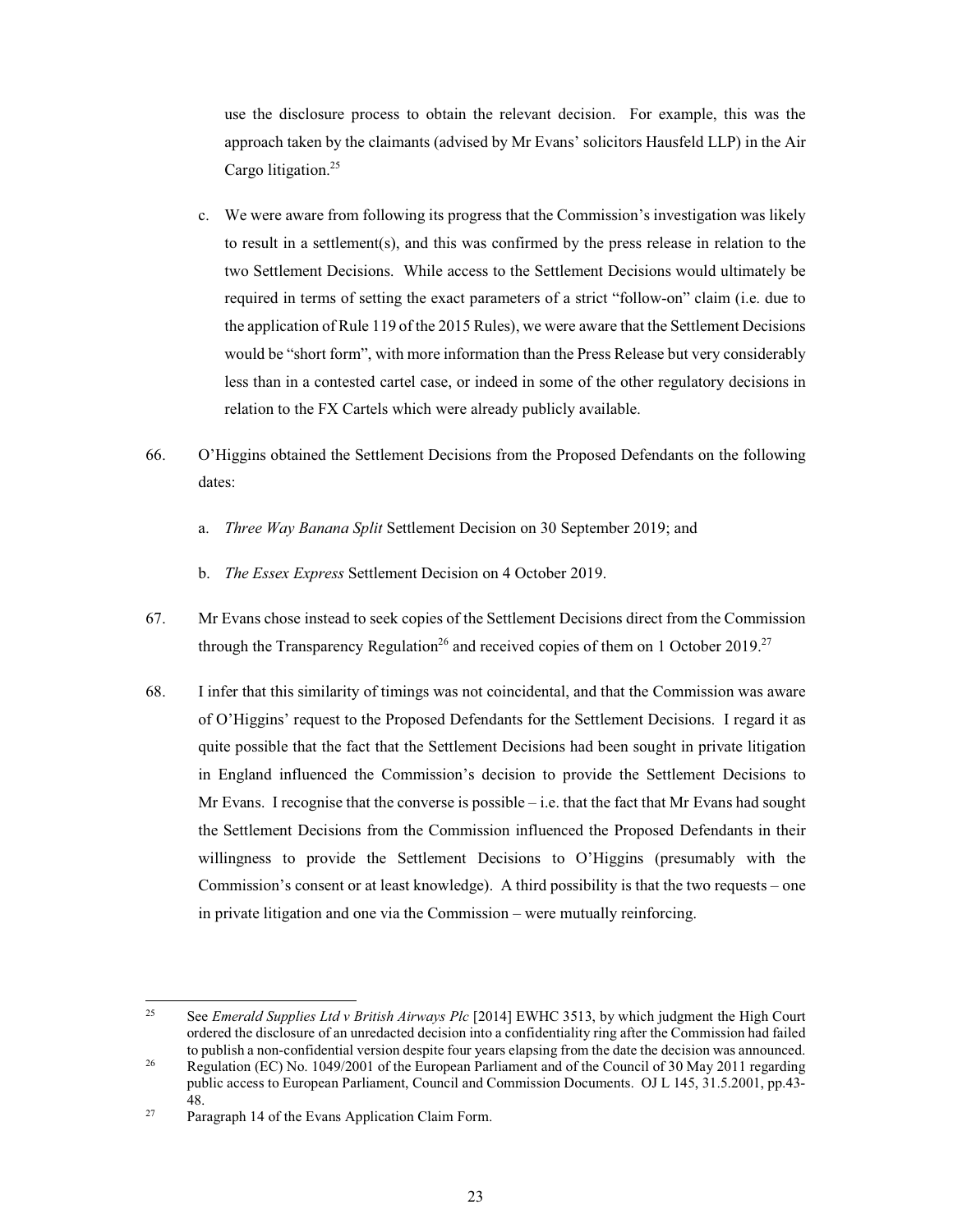use the disclosure process to obtain the relevant decision. For example, this was the approach taken by the claimants (advised by Mr Evans' solicitors Hausfeld LLP) in the Air Cargo litigation.[25]

c. We were aware from following its progress that the Commission's investigation was likely to result in a settlement(s), and this was confirmed by the press release in relation to the two Settlement Decisions. While access to the Settlement Decisions would ultimately be required in terms of setting the exact parameters of a strict "follow-on" claim (i.e. due to the application of Rule 119 of the 2015 Rules), we were aware that the Settlement Decisions would be "short form", with more information than the Press Release but very considerably less than in a contested cartel case, or indeed in some of the other regulatory decisions in relation to the FX Cartels which were already publicly available.

66. O'Higgins obtained the Settlement Decisions from the Proposed Defendants on the following dates:

   a. *Three Way Banana Split* Settlement Decision on 30 September 2019; and

   b. *The Essex Express* Settlement Decision on 4 October 2019.

67. Mr Evans chose instead to seek copies of the Settlement Decisions direct from the Commission through the Transparency Regulation[26] and received copies of them on 1 October 2019.[27]

68. I infer that this similarity of timings was not coincidental, and that the Commission was aware of O'Higgins' request to the Proposed Defendants for the Settlement Decisions. I regard it as quite possible that the fact that the Settlement Decisions had been sought in private litigation in England influenced the Commission's decision to provide the Settlement Decisions to Mr Evans. I recognise that the converse is possible – i.e. that the fact that Mr Evans had sought the Settlement Decisions from the Commission influenced the Proposed Defendants in their willingness to provide the Settlement Decisions to O'Higgins (presumably with the Commission's consent or at least knowledge). A third possibility is that the two requests – one in private litigation and one via the Commission – were mutually reinforcing.

---

[25] See *Emerald Supplies Ltd v British Airways Plc* [2014] EWHC 3513, by which judgment the High Court ordered the disclosure of an unredacted decision into a confidentiality ring after the Commission had failed to publish a non-confidential version despite four years elapsing from the date the decision was announced.

[26] Regulation (EC) No. 1049/2001 of the European Parliament and of the Council of 30 May 2011 regarding public access to European Parliament, Council and Commission Documents. OJ L 145, 31.5.2001, pp.43-48.

[27] Paragraph 14 of the Evans Application Claim Form.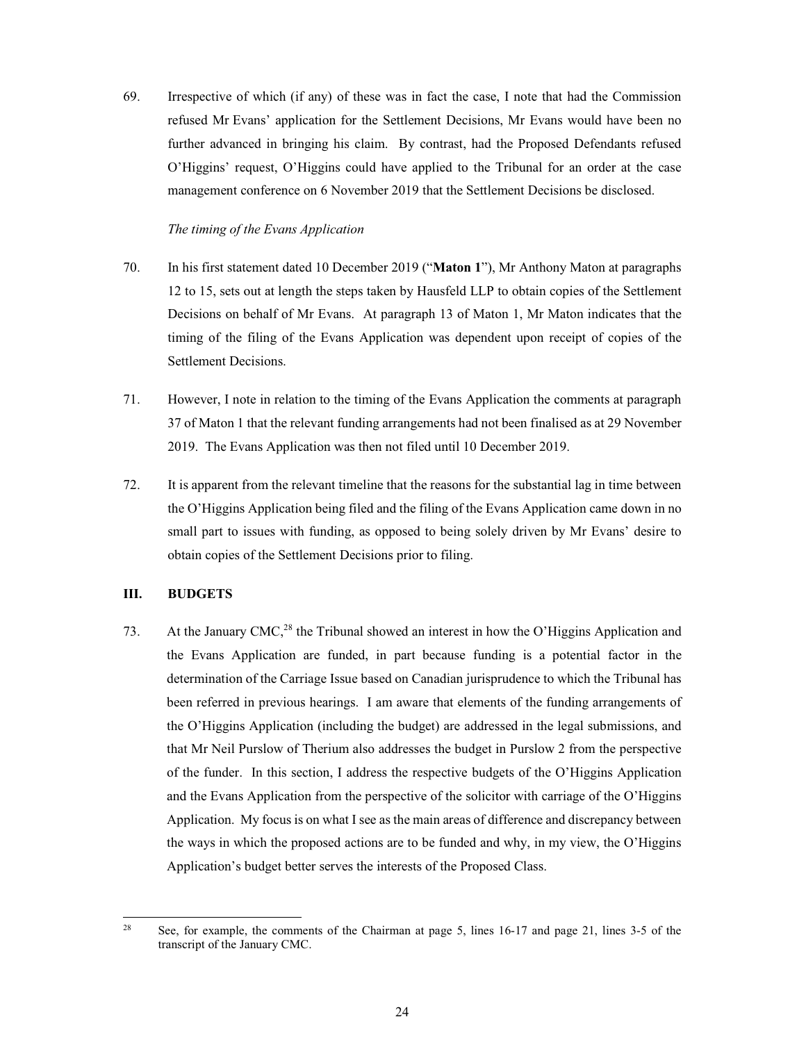69. Irrespective of which (if any) of these was in fact the case, I note that had the Commission refused Mr Evans' application for the Settlement Decisions, Mr Evans would have been no further advanced in bringing his claim. By contrast, had the Proposed Defendants refused O'Higgins' request, O'Higgins could have applied to the Tribunal for an order at the case management conference on 6 November 2019 that the Settlement Decisions be disclosed.

*The timing of the Evans Application*

70. In his first statement dated 10 December 2019 ("**Maton 1**"), Mr Anthony Maton at paragraphs 12 to 15, sets out at length the steps taken by Hausfeld LLP to obtain copies of the Settlement Decisions on behalf of Mr Evans. At paragraph 13 of Maton 1, Mr Maton indicates that the timing of the filing of the Evans Application was dependent upon receipt of copies of the Settlement Decisions.

71. However, I note in relation to the timing of the Evans Application the comments at paragraph 37 of Maton 1 that the relevant funding arrangements had not been finalised as at 29 November 2019. The Evans Application was then not filed until 10 December 2019.

72. It is apparent from the relevant timeline that the reasons for the substantial lag in time between the O'Higgins Application being filed and the filing of the Evans Application came down in no small part to issues with funding, as opposed to being solely driven by Mr Evans' desire to obtain copies of the Settlement Decisions prior to filing.

## III. BUDGETS

73. At the January CMC,[28] the Tribunal showed an interest in how the O'Higgins Application and the Evans Application are funded, in part because funding is a potential factor in the determination of the Carriage Issue based on Canadian jurisprudence to which the Tribunal has been referred in previous hearings. I am aware that elements of the funding arrangements of the O'Higgins Application (including the budget) are addressed in the legal submissions, and that Mr Neil Purslow of Therium also addresses the budget in Purslow 2 from the perspective of the funder. In this section, I address the respective budgets of the O'Higgins Application and the Evans Application from the perspective of the solicitor with carriage of the O'Higgins Application. My focus is on what I see as the main areas of difference and discrepancy between the ways in which the proposed actions are to be funded and why, in my view, the O'Higgins Application's budget better serves the interests of the Proposed Class.

[28] See, for example, the comments of the Chairman at page 5, lines 16-17 and page 21, lines 3-5 of the transcript of the January CMC.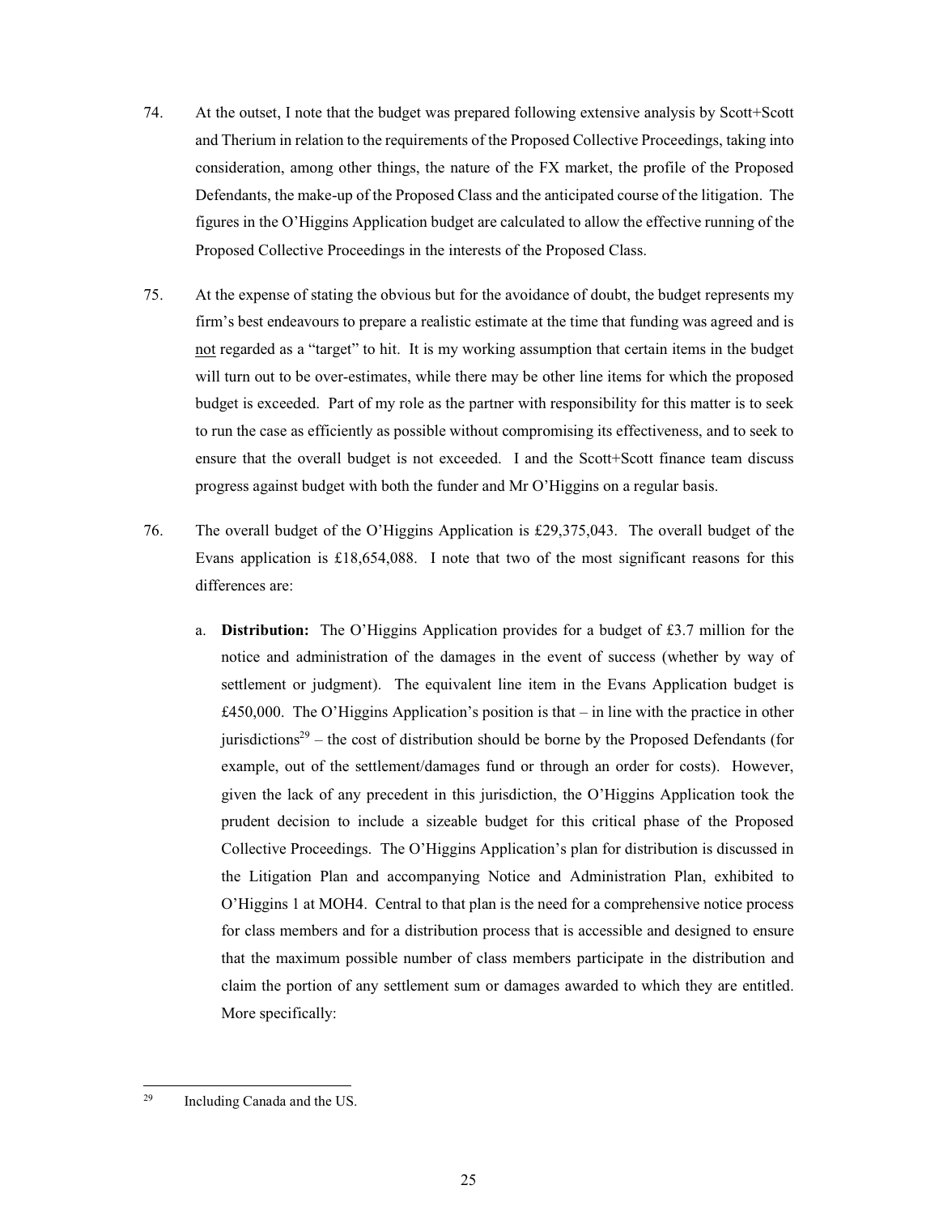74. At the outset, I note that the budget was prepared following extensive analysis by Scott+Scott and Therium in relation to the requirements of the Proposed Collective Proceedings, taking into consideration, among other things, the nature of the FX market, the profile of the Proposed Defendants, the make-up of the Proposed Class and the anticipated course of the litigation. The figures in the O'Higgins Application budget are calculated to allow the effective running of the Proposed Collective Proceedings in the interests of the Proposed Class.

75. At the expense of stating the obvious but for the avoidance of doubt, the budget represents my firm's best endeavours to prepare a realistic estimate at the time that funding was agreed and is not regarded as a "target" to hit. It is my working assumption that certain items in the budget will turn out to be over-estimates, while there may be other line items for which the proposed budget is exceeded. Part of my role as the partner with responsibility for this matter is to seek to run the case as efficiently as possible without compromising its effectiveness, and to seek to ensure that the overall budget is not exceeded. I and the Scott+Scott finance team discuss progress against budget with both the funder and Mr O'Higgins on a regular basis.

76. The overall budget of the O'Higgins Application is £29,375,043. The overall budget of the Evans application is £18,654,088. I note that two of the most significant reasons for this differences are:

    a. **Distribution:** The O'Higgins Application provides for a budget of £3.7 million for the notice and administration of the damages in the event of success (whether by way of settlement or judgment). The equivalent line item in the Evans Application budget is £450,000. The O'Higgins Application's position is that – in line with the practice in other jurisdictions[29] – the cost of distribution should be borne by the Proposed Defendants (for example, out of the settlement/damages fund or through an order for costs). However, given the lack of any precedent in this jurisdiction, the O'Higgins Application took the prudent decision to include a sizeable budget for this critical phase of the Proposed Collective Proceedings. The O'Higgins Application's plan for distribution is discussed in the Litigation Plan and accompanying Notice and Administration Plan, exhibited to O'Higgins 1 at MOH4. Central to that plan is the need for a comprehensive notice process for class members and for a distribution process that is accessible and designed to ensure that the maximum possible number of class members participate in the distribution and claim the portion of any settlement sum or damages awarded to which they are entitled. More specifically:

[29] Including Canada and the US.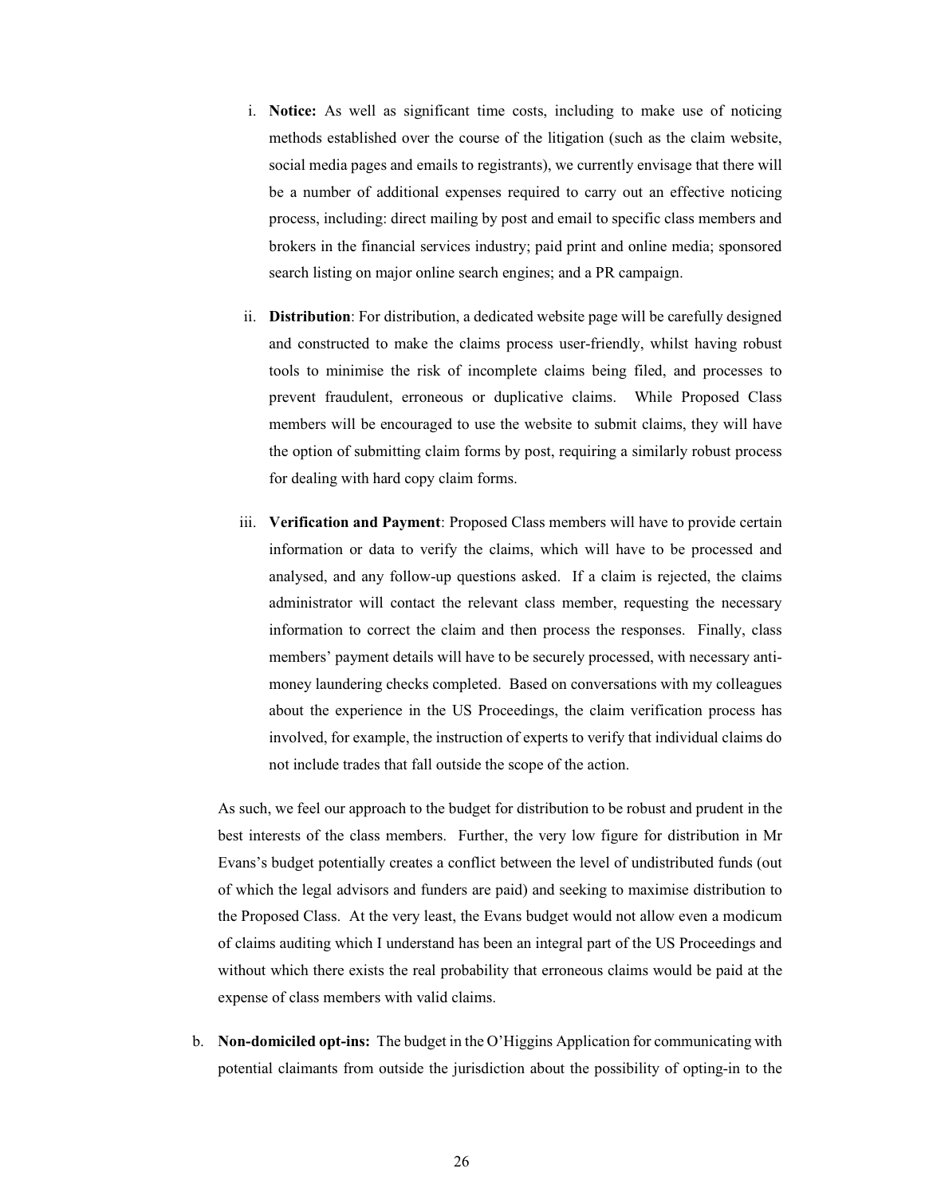i. **Notice:** As well as significant time costs, including to make use of noticing methods established over the course of the litigation (such as the claim website, social media pages and emails to registrants), we currently envisage that there will be a number of additional expenses required to carry out an effective noticing process, including: direct mailing by post and email to specific class members and brokers in the financial services industry; paid print and online media; sponsored search listing on major online search engines; and a PR campaign.

ii. **Distribution**: For distribution, a dedicated website page will be carefully designed and constructed to make the claims process user-friendly, whilst having robust tools to minimise the risk of incomplete claims being filed, and processes to prevent fraudulent, erroneous or duplicative claims. While Proposed Class members will be encouraged to use the website to submit claims, they will have the option of submitting claim forms by post, requiring a similarly robust process for dealing with hard copy claim forms.

iii. **Verification and Payment**: Proposed Class members will have to provide certain information or data to verify the claims, which will have to be processed and analysed, and any follow-up questions asked. If a claim is rejected, the claims administrator will contact the relevant class member, requesting the necessary information to correct the claim and then process the responses. Finally, class members' payment details will have to be securely processed, with necessary anti-money laundering checks completed. Based on conversations with my colleagues about the experience in the US Proceedings, the claim verification process has involved, for example, the instruction of experts to verify that individual claims do not include trades that fall outside the scope of the action.

As such, we feel our approach to the budget for distribution to be robust and prudent in the best interests of the class members. Further, the very low figure for distribution in Mr Evans's budget potentially creates a conflict between the level of undistributed funds (out of which the legal advisors and funders are paid) and seeking to maximise distribution to the Proposed Class. At the very least, the Evans budget would not allow even a modicum of claims auditing which I understand has been an integral part of the US Proceedings and without which there exists the real probability that erroneous claims would be paid at the expense of class members with valid claims.

b. **Non-domiciled opt-ins:** The budget in the O'Higgins Application for communicating with potential claimants from outside the jurisdiction about the possibility of opting-in to the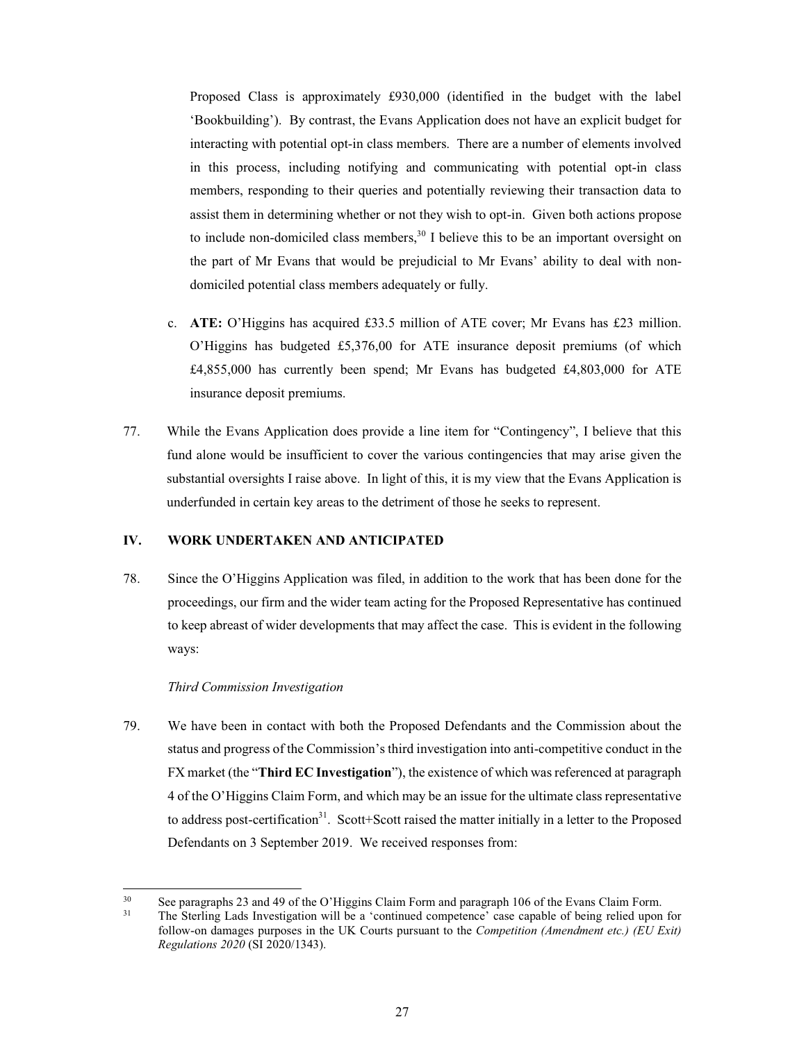Proposed Class is approximately £930,000 (identified in the budget with the label 'Bookbuilding'). By contrast, the Evans Application does not have an explicit budget for interacting with potential opt-in class members. There are a number of elements involved in this process, including notifying and communicating with potential opt-in class members, responding to their queries and potentially reviewing their transaction data to assist them in determining whether or not they wish to opt-in. Given both actions propose to include non-domiciled class members,[30] I believe this to be an important oversight on the part of Mr Evans that would be prejudicial to Mr Evans' ability to deal with non-domiciled potential class members adequately or fully.

c. **ATE:** O'Higgins has acquired £33.5 million of ATE cover; Mr Evans has £23 million. O'Higgins has budgeted £5,376,00 for ATE insurance deposit premiums (of which £4,855,000 has currently been spend; Mr Evans has budgeted £4,803,000 for ATE insurance deposit premiums.

77. While the Evans Application does provide a line item for "Contingency", I believe that this fund alone would be insufficient to cover the various contingencies that may arise given the substantial oversights I raise above. In light of this, it is my view that the Evans Application is underfunded in certain key areas to the detriment of those he seeks to represent.

## IV. WORK UNDERTAKEN AND ANTICIPATED

78. Since the O'Higgins Application was filed, in addition to the work that has been done for the proceedings, our firm and the wider team acting for the Proposed Representative has continued to keep abreast of wider developments that may affect the case. This is evident in the following ways:

*Third Commission Investigation*

79. We have been in contact with both the Proposed Defendants and the Commission about the status and progress of the Commission's third investigation into anti-competitive conduct in the FX market (the "**Third EC Investigation**"), the existence of which was referenced at paragraph 4 of the O'Higgins Claim Form, and which may be an issue for the ultimate class representative to address post-certification[31]. Scott+Scott raised the matter initially in a letter to the Proposed Defendants on 3 September 2019. We received responses from:

---

[30] See paragraphs 23 and 49 of the O'Higgins Claim Form and paragraph 106 of the Evans Claim Form.

[31] The Sterling Lads Investigation will be a 'continued competence' case capable of being relied upon for follow-on damages purposes in the UK Courts pursuant to the *Competition (Amendment etc.) (EU Exit) Regulations 2020* (SI 2020/1343).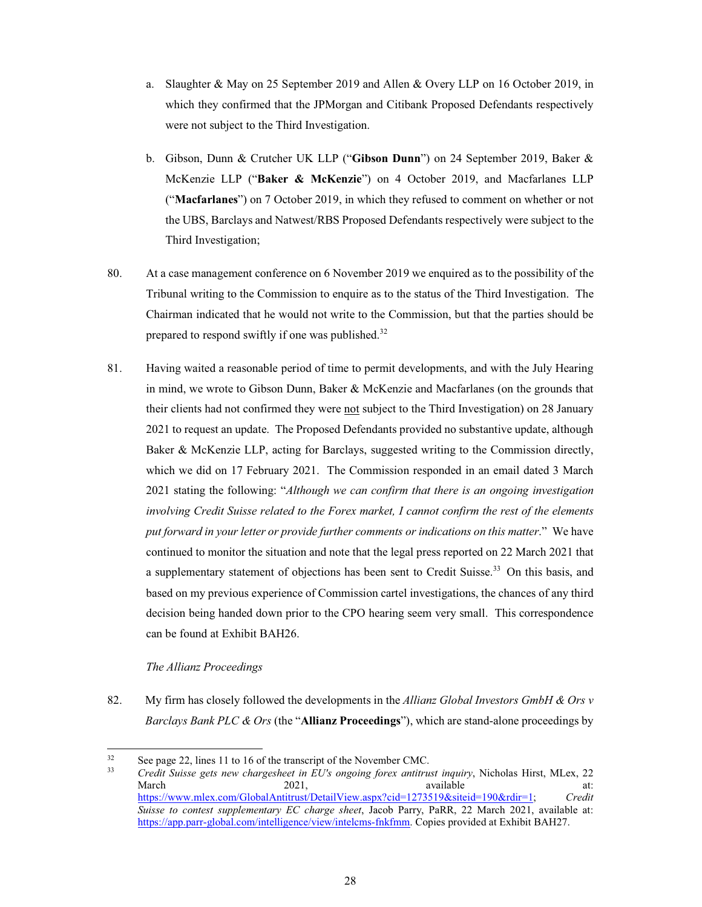a. Slaughter & May on 25 September 2019 and Allen & Overy LLP on 16 October 2019, in which they confirmed that the JPMorgan and Citibank Proposed Defendants respectively were not subject to the Third Investigation.

b. Gibson, Dunn & Crutcher UK LLP ("**Gibson Dunn**") on 24 September 2019, Baker & McKenzie LLP ("**Baker & McKenzie**") on 4 October 2019, and Macfarlanes LLP ("**Macfarlanes**") on 7 October 2019, in which they refused to comment on whether or not the UBS, Barclays and Natwest/RBS Proposed Defendants respectively were subject to the Third Investigation;

80. At a case management conference on 6 November 2019 we enquired as to the possibility of the Tribunal writing to the Commission to enquire as to the status of the Third Investigation. The Chairman indicated that he would not write to the Commission, but that the parties should be prepared to respond swiftly if one was published.[32]

81. Having waited a reasonable period of time to permit developments, and with the July Hearing in mind, we wrote to Gibson Dunn, Baker & McKenzie and Macfarlanes (on the grounds that their clients had not confirmed they were not subject to the Third Investigation) on 28 January 2021 to request an update. The Proposed Defendants provided no substantive update, although Baker & McKenzie LLP, acting for Barclays, suggested writing to the Commission directly, which we did on 17 February 2021. The Commission responded in an email dated 3 March 2021 stating the following: "*Although we can confirm that there is an ongoing investigation involving Credit Suisse related to the Forex market, I cannot confirm the rest of the elements put forward in your letter or provide further comments or indications on this matter*." We have continued to monitor the situation and note that the legal press reported on 22 March 2021 that a supplementary statement of objections has been sent to Credit Suisse.[33] On this basis, and based on my previous experience of Commission cartel investigations, the chances of any third decision being handed down prior to the CPO hearing seem very small. This correspondence can be found at Exhibit BAH26.

*The Allianz Proceedings*

82. My firm has closely followed the developments in the *Allianz Global Investors GmbH & Ors v Barclays Bank PLC & Ors* (the "**Allianz Proceedings**"), which are stand-alone proceedings by

---

[32] See page 22, lines 11 to 16 of the transcript of the November CMC.

[33] *Credit Suisse gets new chargesheet in EU's ongoing forex antitrust inquiry*, Nicholas Hirst, MLex, 22 March 2021, available at: https://www.mlex.com/GlobalAntitrust/DetailView.aspx?cid=1273519&siteid=190&rdir=1; *Credit Suisse to contest supplementary EC charge sheet*, Jacob Parry, PaRR, 22 March 2021, available at: https://app.parr-global.com/intelligence/view/intelcms-fnkfmm. Copies provided at Exhibit BAH27.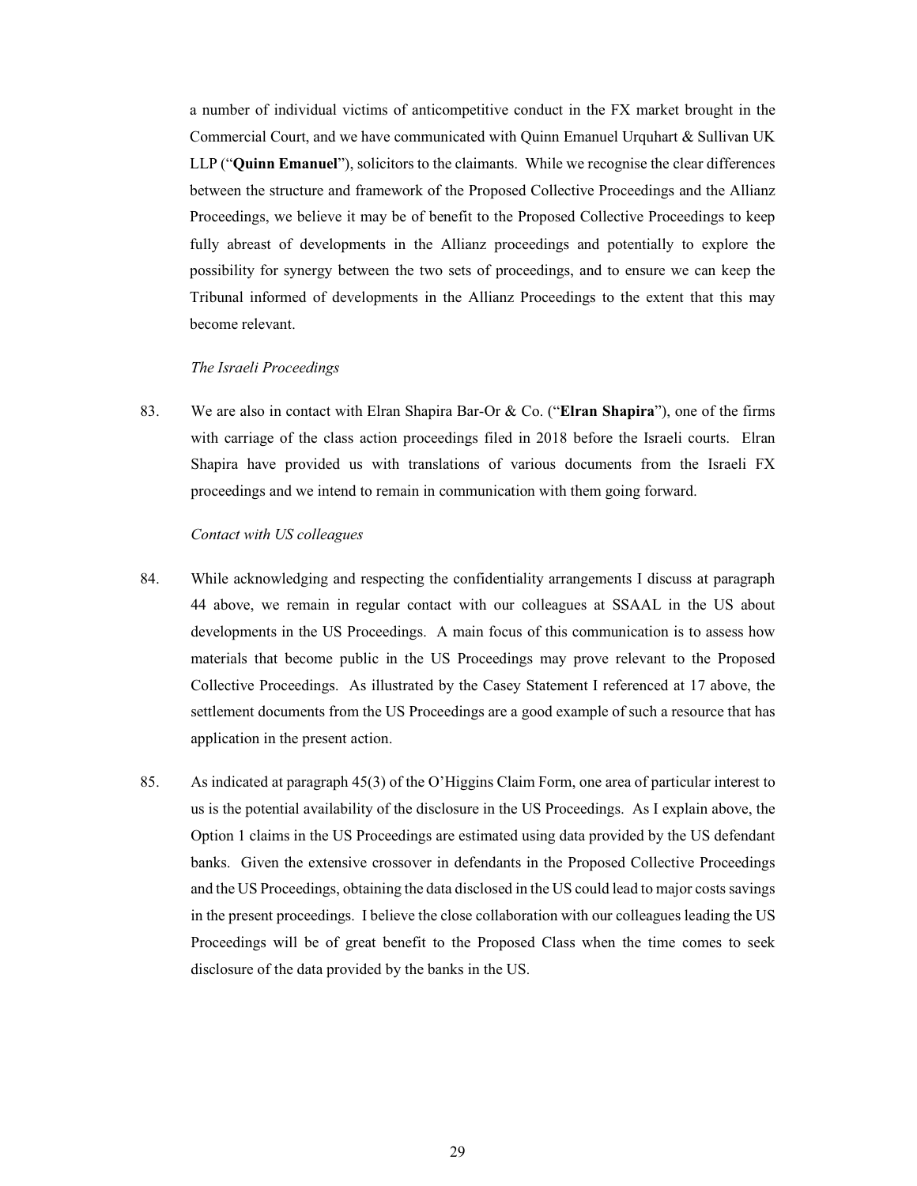a number of individual victims of anticompetitive conduct in the FX market brought in the Commercial Court, and we have communicated with Quinn Emanuel Urquhart & Sullivan UK LLP ("**Quinn Emanuel**"), solicitors to the claimants. While we recognise the clear differences between the structure and framework of the Proposed Collective Proceedings and the Allianz Proceedings, we believe it may be of benefit to the Proposed Collective Proceedings to keep fully abreast of developments in the Allianz proceedings and potentially to explore the possibility for synergy between the two sets of proceedings, and to ensure we can keep the Tribunal informed of developments in the Allianz Proceedings to the extent that this may become relevant.

*The Israeli Proceedings*

83. We are also in contact with Elran Shapira Bar-Or & Co. ("**Elran Shapira**"), one of the firms with carriage of the class action proceedings filed in 2018 before the Israeli courts. Elran Shapira have provided us with translations of various documents from the Israeli FX proceedings and we intend to remain in communication with them going forward.

*Contact with US colleagues*

84. While acknowledging and respecting the confidentiality arrangements I discuss at paragraph 44 above, we remain in regular contact with our colleagues at SSAAL in the US about developments in the US Proceedings. A main focus of this communication is to assess how materials that become public in the US Proceedings may prove relevant to the Proposed Collective Proceedings. As illustrated by the Casey Statement I referenced at 17 above, the settlement documents from the US Proceedings are a good example of such a resource that has application in the present action.

85. As indicated at paragraph 45(3) of the O'Higgins Claim Form, one area of particular interest to us is the potential availability of the disclosure in the US Proceedings. As I explain above, the Option 1 claims in the US Proceedings are estimated using data provided by the US defendant banks. Given the extensive crossover in defendants in the Proposed Collective Proceedings and the US Proceedings, obtaining the data disclosed in the US could lead to major costs savings in the present proceedings. I believe the close collaboration with our colleagues leading the US Proceedings will be of great benefit to the Proposed Class when the time comes to seek disclosure of the data provided by the banks in the US.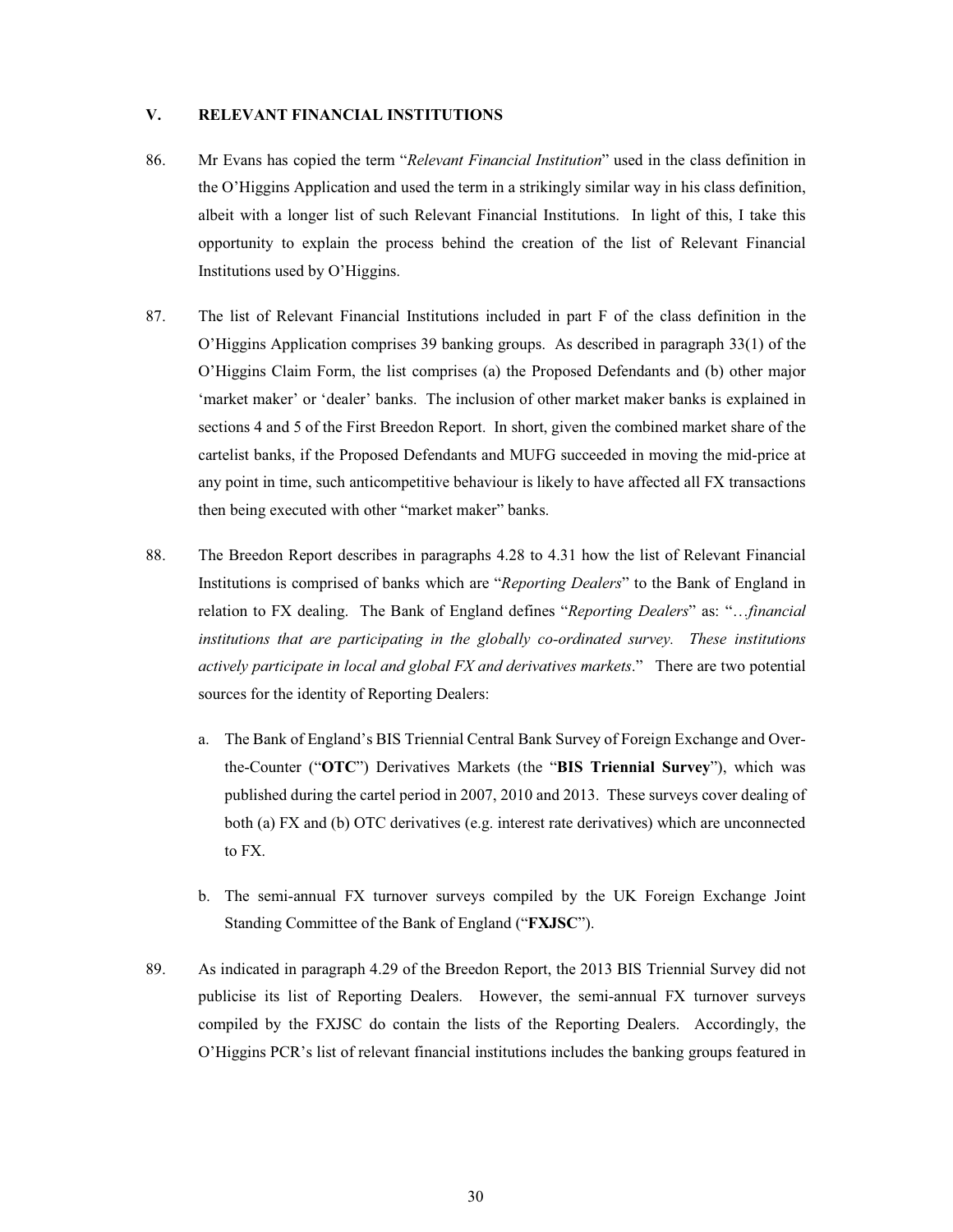## V. RELEVANT FINANCIAL INSTITUTIONS

86. Mr Evans has copied the term "*Relevant Financial Institution*" used in the class definition in the O'Higgins Application and used the term in a strikingly similar way in his class definition, albeit with a longer list of such Relevant Financial Institutions. In light of this, I take this opportunity to explain the process behind the creation of the list of Relevant Financial Institutions used by O'Higgins.

87. The list of Relevant Financial Institutions included in part F of the class definition in the O'Higgins Application comprises 39 banking groups. As described in paragraph 33(1) of the O'Higgins Claim Form, the list comprises (a) the Proposed Defendants and (b) other major 'market maker' or 'dealer' banks. The inclusion of other market maker banks is explained in sections 4 and 5 of the First Breedon Report. In short, given the combined market share of the cartelist banks, if the Proposed Defendants and MUFG succeeded in moving the mid-price at any point in time, such anticompetitive behaviour is likely to have affected all FX transactions then being executed with other "market maker" banks.

88. The Breedon Report describes in paragraphs 4.28 to 4.31 how the list of Relevant Financial Institutions is comprised of banks which are "*Reporting Dealers*" to the Bank of England in relation to FX dealing. The Bank of England defines "*Reporting Dealers*" as: "*…financial institutions that are participating in the globally co-ordinated survey. These institutions actively participate in local and global FX and derivatives markets*." There are two potential sources for the identity of Reporting Dealers:

    a. The Bank of England's BIS Triennial Central Bank Survey of Foreign Exchange and Over-the-Counter ("**OTC**") Derivatives Markets (the "**BIS Triennial Survey**"), which was published during the cartel period in 2007, 2010 and 2013. These surveys cover dealing of both (a) FX and (b) OTC derivatives (e.g. interest rate derivatives) which are unconnected to FX.

    b. The semi-annual FX turnover surveys compiled by the UK Foreign Exchange Joint Standing Committee of the Bank of England ("**FXJSC**").

89. As indicated in paragraph 4.29 of the Breedon Report, the 2013 BIS Triennial Survey did not publicise its list of Reporting Dealers. However, the semi-annual FX turnover surveys compiled by the FXJSC do contain the lists of the Reporting Dealers. Accordingly, the O'Higgins PCR's list of relevant financial institutions includes the banking groups featured in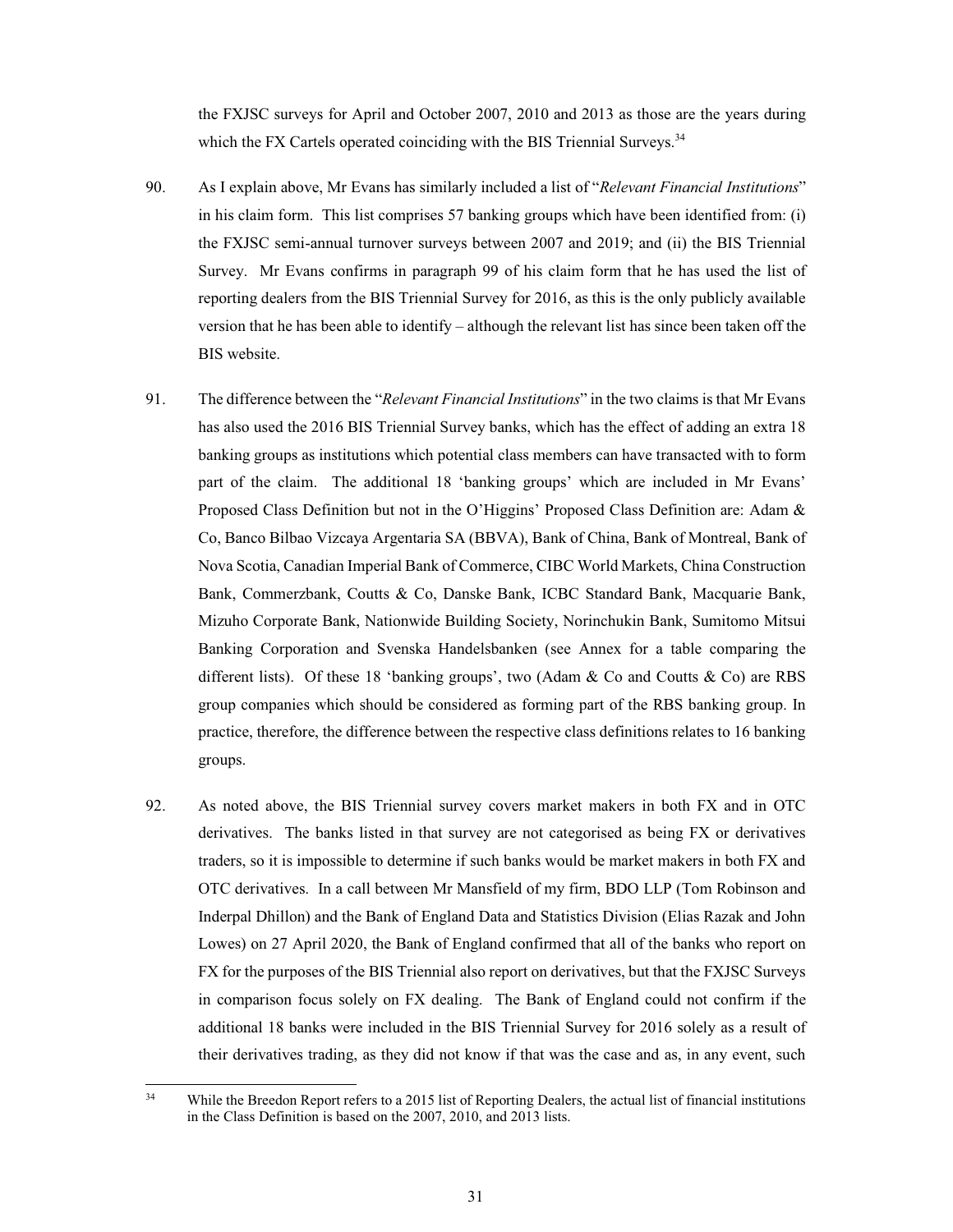the FXJSC surveys for April and October 2007, 2010 and 2013 as those are the years during which the FX Cartels operated coinciding with the BIS Triennial Surveys.[34]

90. As I explain above, Mr Evans has similarly included a list of "*Relevant Financial Institutions*" in his claim form. This list comprises 57 banking groups which have been identified from: (i) the FXJSC semi-annual turnover surveys between 2007 and 2019; and (ii) the BIS Triennial Survey. Mr Evans confirms in paragraph 99 of his claim form that he has used the list of reporting dealers from the BIS Triennial Survey for 2016, as this is the only publicly available version that he has been able to identify – although the relevant list has since been taken off the BIS website.

91. The difference between the "*Relevant Financial Institutions*" in the two claims is that Mr Evans has also used the 2016 BIS Triennial Survey banks, which has the effect of adding an extra 18 banking groups as institutions which potential class members can have transacted with to form part of the claim. The additional 18 'banking groups' which are included in Mr Evans' Proposed Class Definition but not in the O'Higgins' Proposed Class Definition are: Adam & Co, Banco Bilbao Vizcaya Argentaria SA (BBVA), Bank of China, Bank of Montreal, Bank of Nova Scotia, Canadian Imperial Bank of Commerce, CIBC World Markets, China Construction Bank, Commerzbank, Coutts & Co, Danske Bank, ICBC Standard Bank, Macquarie Bank, Mizuho Corporate Bank, Nationwide Building Society, Norinchukin Bank, Sumitomo Mitsui Banking Corporation and Svenska Handelsbanken (see Annex for a table comparing the different lists). Of these 18 'banking groups', two (Adam & Co and Coutts & Co) are RBS group companies which should be considered as forming part of the RBS banking group. In practice, therefore, the difference between the respective class definitions relates to 16 banking groups.

92. As noted above, the BIS Triennial survey covers market makers in both FX and in OTC derivatives. The banks listed in that survey are not categorised as being FX or derivatives traders, so it is impossible to determine if such banks would be market makers in both FX and OTC derivatives. In a call between Mr Mansfield of my firm, BDO LLP (Tom Robinson and Inderpal Dhillon) and the Bank of England Data and Statistics Division (Elias Razak and John Lowes) on 27 April 2020, the Bank of England confirmed that all of the banks who report on FX for the purposes of the BIS Triennial also report on derivatives, but that the FXJSC Surveys in comparison focus solely on FX dealing. The Bank of England could not confirm if the additional 18 banks were included in the BIS Triennial Survey for 2016 solely as a result of their derivatives trading, as they did not know if that was the case and as, in any event, such

[34] While the Breedon Report refers to a 2015 list of Reporting Dealers, the actual list of financial institutions in the Class Definition is based on the 2007, 2010, and 2013 lists.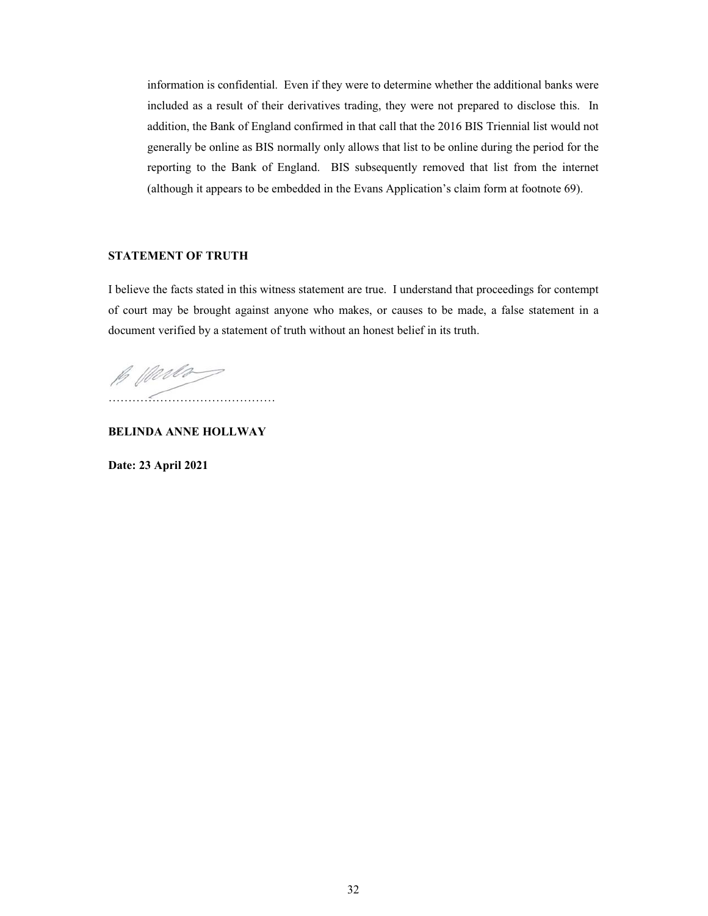information is confidential. Even if they were to determine whether the additional banks were included as a result of their derivatives trading, they were not prepared to disclose this. In addition, the Bank of England confirmed in that call that the 2016 BIS Triennial list would not generally be online as BIS normally only allows that list to be online during the period for the reporting to the Bank of England. BIS subsequently removed that list from the internet (although it appears to be embedded in the Evans Application's claim form at footnote 69).

**STATEMENT OF TRUTH**

I believe the facts stated in this witness statement are true. I understand that proceedings for contempt of court may be brought against anyone who makes, or causes to be made, a false statement in a document verified by a statement of truth without an honest belief in its truth.

……………………………………

**BELINDA ANNE HOLLWAY**

**Date: 23 April 2021**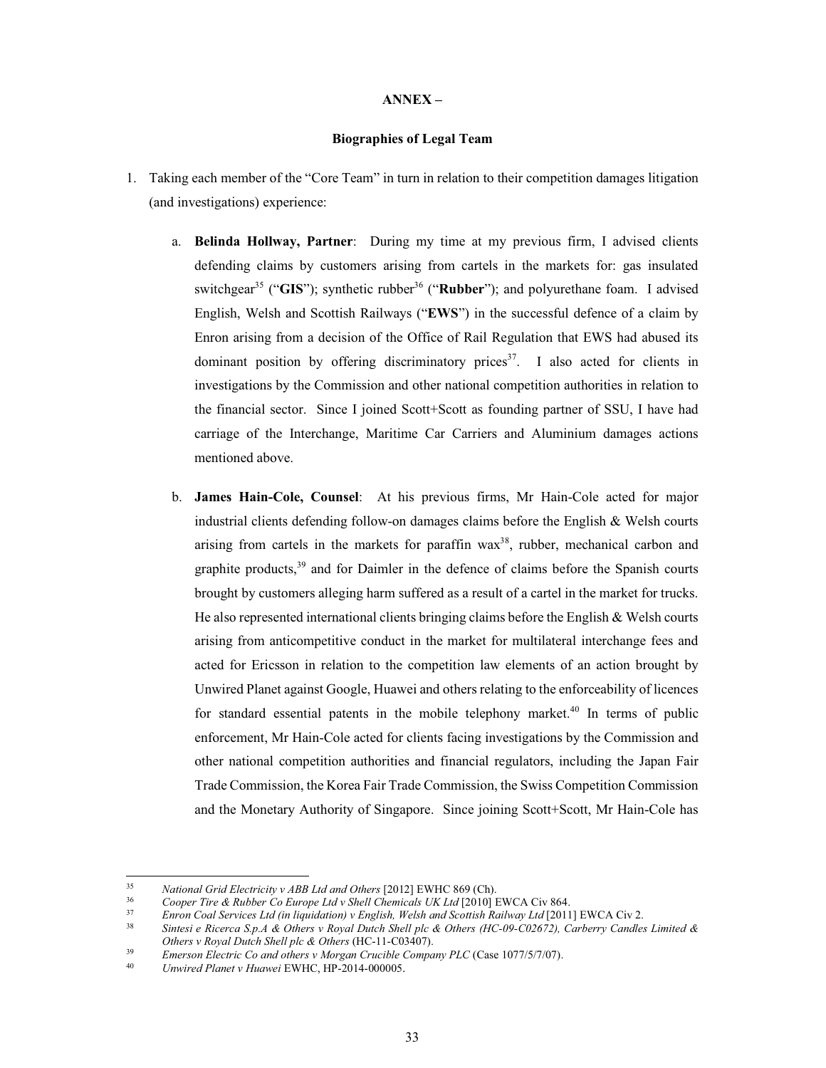**ANNEX –**

**Biographies of Legal Team**

1. Taking each member of the "Core Team" in turn in relation to their competition damages litigation (and investigations) experience:

   a. **Belinda Hollway, Partner**: During my time at my previous firm, I advised clients defending claims by customers arising from cartels in the markets for: gas insulated switchgear[35] ("**GIS**"); synthetic rubber[36] ("**Rubber**"); and polyurethane foam. I advised English, Welsh and Scottish Railways ("**EWS**") in the successful defence of a claim by Enron arising from a decision of the Office of Rail Regulation that EWS had abused its dominant position by offering discriminatory prices[37]. I also acted for clients in investigations by the Commission and other national competition authorities in relation to the financial sector. Since I joined Scott+Scott as founding partner of SSU, I have had carriage of the Interchange, Maritime Car Carriers and Aluminium damages actions mentioned above.

   b. **James Hain-Cole, Counsel**: At his previous firms, Mr Hain-Cole acted for major industrial clients defending follow-on damages claims before the English & Welsh courts arising from cartels in the markets for paraffin wax[38], rubber, mechanical carbon and graphite products,[39] and for Daimler in the defence of claims before the Spanish courts brought by customers alleging harm suffered as a result of a cartel in the market for trucks. He also represented international clients bringing claims before the English & Welsh courts arising from anticompetitive conduct in the market for multilateral interchange fees and acted for Ericsson in relation to the competition law elements of an action brought by Unwired Planet against Google, Huawei and others relating to the enforceability of licences for standard essential patents in the mobile telephony market.[40] In terms of public enforcement, Mr Hain-Cole acted for clients facing investigations by the Commission and other national competition authorities and financial regulators, including the Japan Fair Trade Commission, the Korea Fair Trade Commission, the Swiss Competition Commission and the Monetary Authority of Singapore. Since joining Scott+Scott, Mr Hain-Cole has

---

[35] *National Grid Electricity v ABB Ltd and Others* [2012] EWHC 869 (Ch).

[36] *Cooper Tire & Rubber Co Europe Ltd v Shell Chemicals UK Ltd* [2010] EWCA Civ 864.

[37] *Enron Coal Services Ltd (in liquidation) v English, Welsh and Scottish Railway Ltd* [2011] EWCA Civ 2.

[38] *Sintesi e Ricerca S.p.A & Others v Royal Dutch Shell plc & Others* (HC-09-C02672), *Carberry Candles Limited & Others v Royal Dutch Shell plc & Others* (HC-11-C03407).

[39] *Emerson Electric Co and others v Morgan Crucible Company PLC* (Case 1077/5/7/07).

[40] *Unwired Planet v Huawei* EWHC, HP-2014-000005.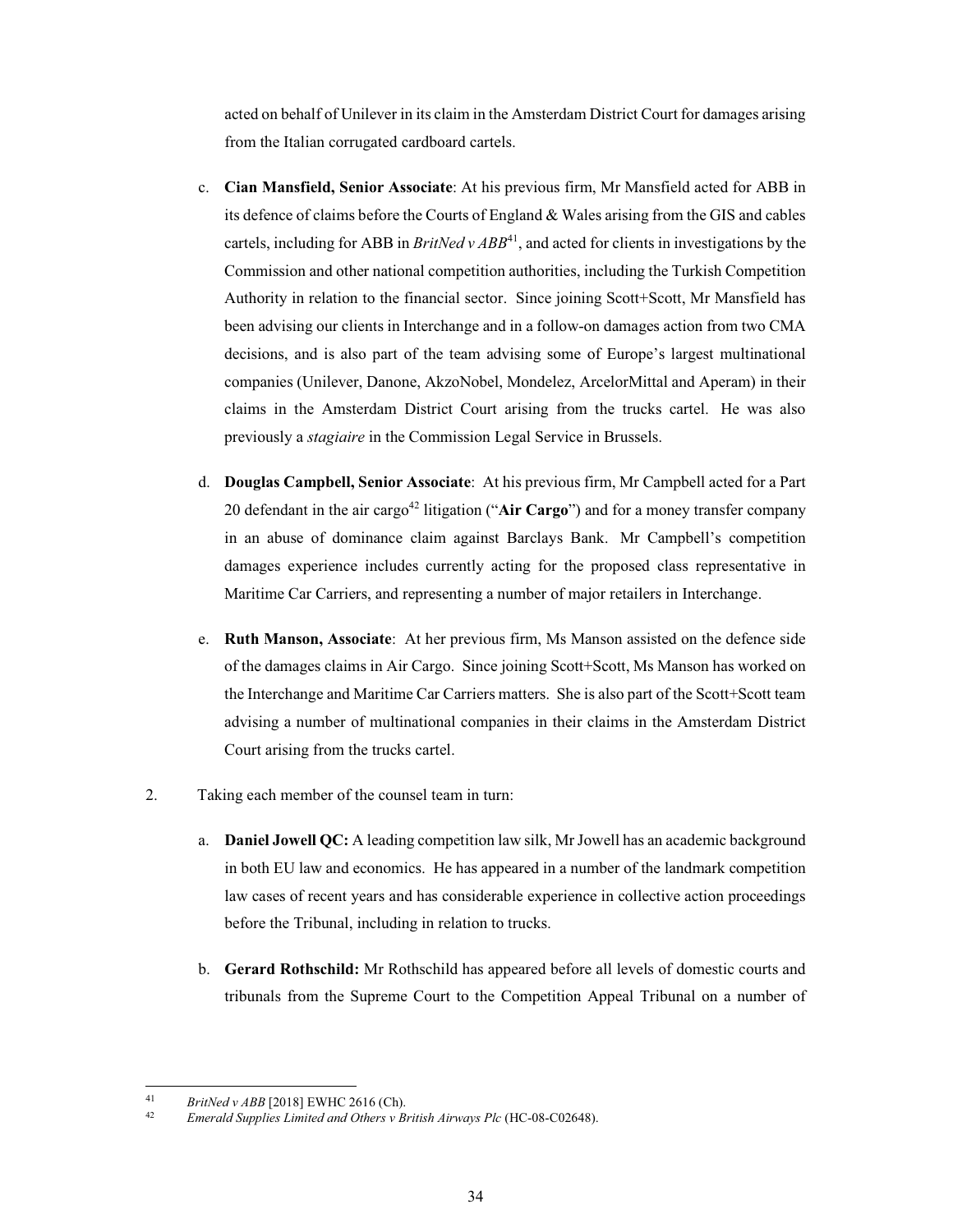acted on behalf of Unilever in its claim in the Amsterdam District Court for damages arising from the Italian corrugated cardboard cartels.

c. **Cian Mansfield, Senior Associate**: At his previous firm, Mr Mansfield acted for ABB in its defence of claims before the Courts of England & Wales arising from the GIS and cables cartels, including for ABB in *BritNed v ABB*[41], and acted for clients in investigations by the Commission and other national competition authorities, including the Turkish Competition Authority in relation to the financial sector. Since joining Scott+Scott, Mr Mansfield has been advising our clients in Interchange and in a follow-on damages action from two CMA decisions, and is also part of the team advising some of Europe's largest multinational companies (Unilever, Danone, AkzoNobel, Mondelez, ArcelorMittal and Aperam) in their claims in the Amsterdam District Court arising from the trucks cartel. He was also previously a *stagiaire* in the Commission Legal Service in Brussels.

d. **Douglas Campbell, Senior Associate**: At his previous firm, Mr Campbell acted for a Part 20 defendant in the air cargo[42] litigation ("**Air Cargo**") and for a money transfer company in an abuse of dominance claim against Barclays Bank. Mr Campbell's competition damages experience includes currently acting for the proposed class representative in Maritime Car Carriers, and representing a number of major retailers in Interchange.

e. **Ruth Manson, Associate**: At her previous firm, Ms Manson assisted on the defence side of the damages claims in Air Cargo. Since joining Scott+Scott, Ms Manson has worked on the Interchange and Maritime Car Carriers matters. She is also part of the Scott+Scott team advising a number of multinational companies in their claims in the Amsterdam District Court arising from the trucks cartel.

2. Taking each member of the counsel team in turn:

a. **Daniel Jowell QC:** A leading competition law silk, Mr Jowell has an academic background in both EU law and economics. He has appeared in a number of the landmark competition law cases of recent years and has considerable experience in collective action proceedings before the Tribunal, including in relation to trucks.

b. **Gerard Rothschild:** Mr Rothschild has appeared before all levels of domestic courts and tribunals from the Supreme Court to the Competition Appeal Tribunal on a number of

---

[41] *BritNed v ABB* [2018] EWHC 2616 (Ch).

[42] *Emerald Supplies Limited and Others v British Airways Plc* (HC-08-C02648).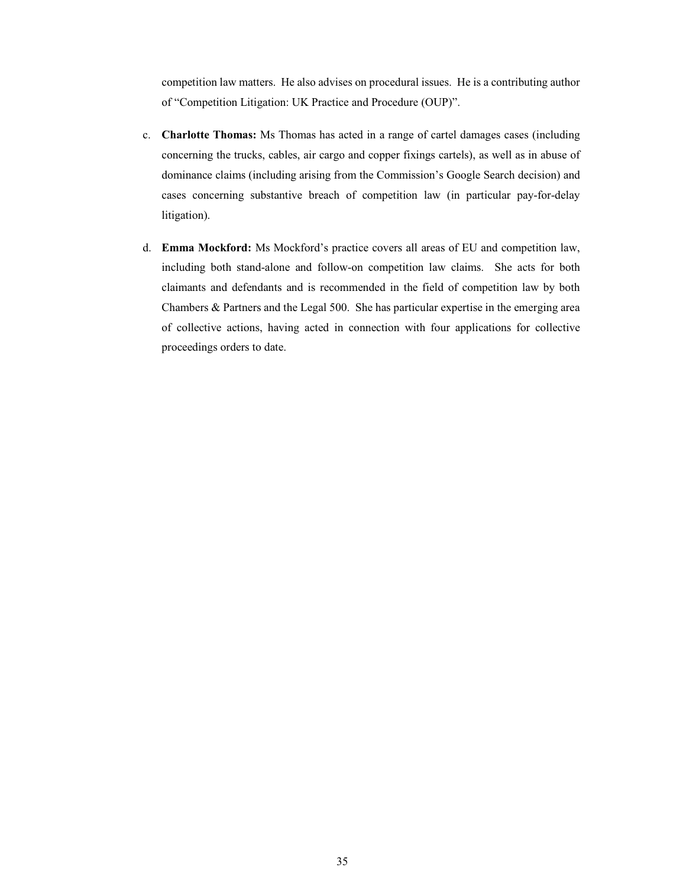competition law matters. He also advises on procedural issues. He is a contributing author of "Competition Litigation: UK Practice and Procedure (OUP)".

c. **Charlotte Thomas:** Ms Thomas has acted in a range of cartel damages cases (including concerning the trucks, cables, air cargo and copper fixings cartels), as well as in abuse of dominance claims (including arising from the Commission's Google Search decision) and cases concerning substantive breach of competition law (in particular pay-for-delay litigation).

d. **Emma Mockford:** Ms Mockford's practice covers all areas of EU and competition law, including both stand-alone and follow-on competition law claims. She acts for both claimants and defendants and is recommended in the field of competition law by both Chambers & Partners and the Legal 500. She has particular expertise in the emerging area of collective actions, having acted in connection with four applications for collective proceedings orders to date.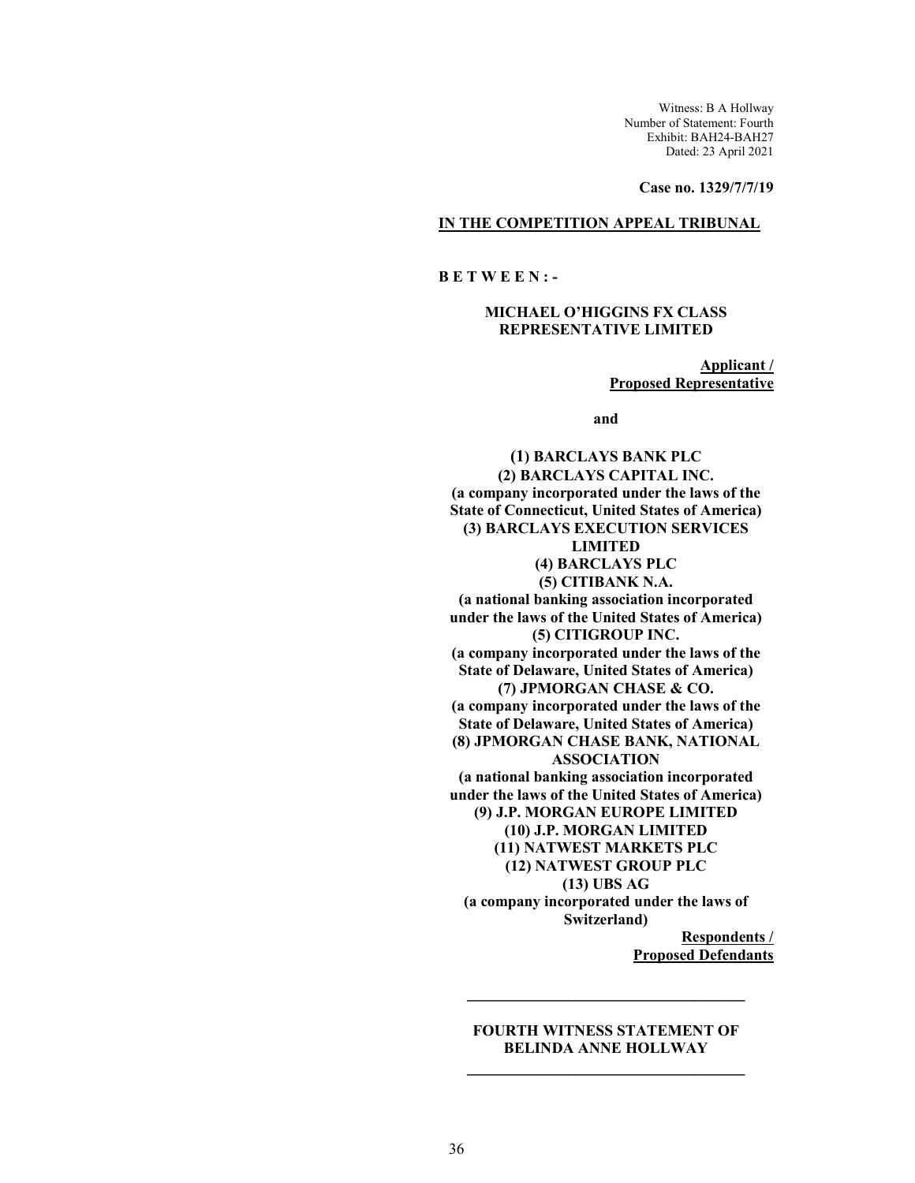Witness: B A Hollway
Number of Statement: Fourth
Exhibit: BAH24-BAH27
Dated: 23 April 2021

**Case no. 1329/7/7/19**

**IN THE COMPETITION APPEAL TRIBUNAL**

**B E T W E E N : -**

**MICHAEL O'HIGGINS FX CLASS REPRESENTATIVE LIMITED**

**Applicant / Proposed Representative**

**and**

**(1) BARCLAYS BANK PLC**
**(2) BARCLAYS CAPITAL INC.**
**(a company incorporated under the laws of the State of Connecticut, United States of America)**
**(3) BARCLAYS EXECUTION SERVICES LIMITED**
**(4) BARCLAYS PLC**
**(5) CITIBANK N.A.**
**(a national banking association incorporated under the laws of the United States of America)**
**(5) CITIGROUP INC.**
**(a company incorporated under the laws of the State of Delaware, United States of America)**
**(7) JPMORGAN CHASE & CO.**
**(a company incorporated under the laws of the State of Delaware, United States of America)**
**(8) JPMORGAN CHASE BANK, NATIONAL ASSOCIATION**
**(a national banking association incorporated under the laws of the United States of America)**
**(9) J.P. MORGAN EUROPE LIMITED**
**(10) J.P. MORGAN LIMITED**
**(11) NATWEST MARKETS PLC**
**(12) NATWEST GROUP PLC**
**(13) UBS AG**
**(a company incorporated under the laws of Switzerland)**

**Respondents / Proposed Defendants**

---

**FOURTH WITNESS STATEMENT OF BELINDA ANNE HOLLWAY**

---